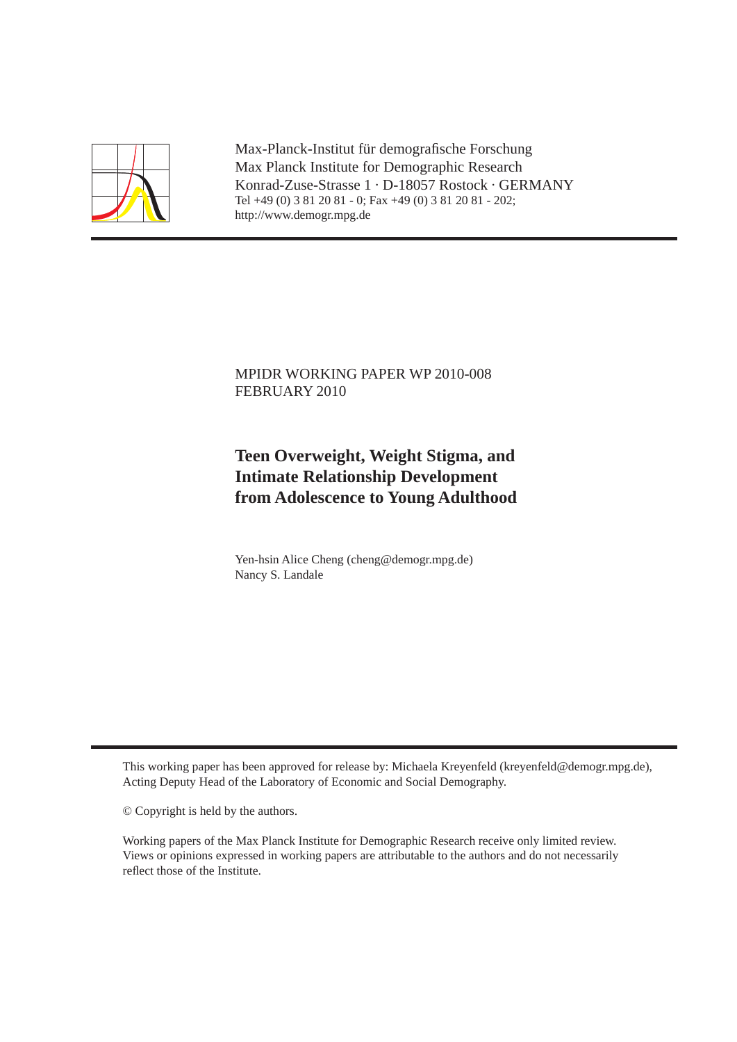Max-Planck-Institut für demografische Forschung
Max Planck Institute for Demographic Research
Konrad-Zuse-Strasse 1 · D-18057 Rostock · GERMANY
Tel +49 (0) 3 81 20 81 - 0; Fax +49 (0) 3 81 20 81 - 202;
http://www.demogr.mpg.de

---

MPIDR WORKING PAPER WP 2010-008
FEBRUARY 2010

# Teen Overweight, Weight Stigma, and Intimate Relationship Development from Adolescence to Young Adulthood

Yen-hsin Alice Cheng (cheng@demogr.mpg.de)
Nancy S. Landale

---

This working paper has been approved for release by: Michaela Kreyenfeld (kreyenfeld@demogr.mpg.de), Acting Deputy Head of the Laboratory of Economic and Social Demography.

© Copyright is held by the authors.

Working papers of the Max Planck Institute for Demographic Research receive only limited review. Views or opinions expressed in working papers are attributable to the authors and do not necessarily reflect those of the Institute.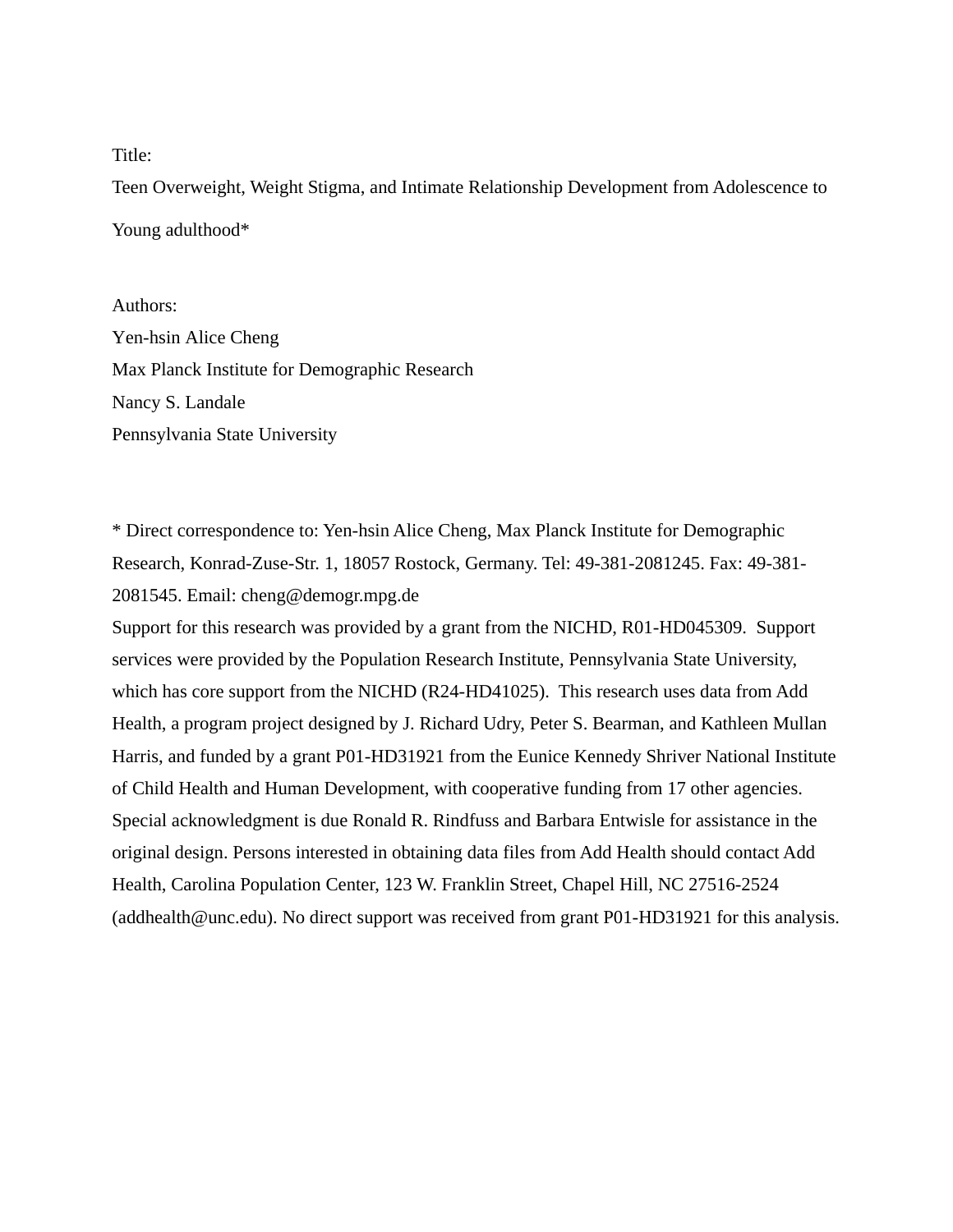Title:

Teen Overweight, Weight Stigma, and Intimate Relationship Development from Adolescence to Young adulthood*

Authors:

Yen-hsin Alice Cheng

Max Planck Institute for Demographic Research

Nancy S. Landale

Pennsylvania State University

* Direct correspondence to: Yen-hsin Alice Cheng, Max Planck Institute for Demographic Research, Konrad-Zuse-Str. 1, 18057 Rostock, Germany. Tel: 49-381-2081245. Fax: 49-381-2081545. Email: cheng@demogr.mpg.de

Support for this research was provided by a grant from the NICHD, R01-HD045309. Support services were provided by the Population Research Institute, Pennsylvania State University, which has core support from the NICHD (R24-HD41025). This research uses data from Add Health, a program project designed by J. Richard Udry, Peter S. Bearman, and Kathleen Mullan Harris, and funded by a grant P01-HD31921 from the Eunice Kennedy Shriver National Institute of Child Health and Human Development, with cooperative funding from 17 other agencies. Special acknowledgment is due Ronald R. Rindfuss and Barbara Entwisle for assistance in the original design. Persons interested in obtaining data files from Add Health should contact Add Health, Carolina Population Center, 123 W. Franklin Street, Chapel Hill, NC 27516-2524 (addhealth@unc.edu). No direct support was received from grant P01-HD31921 for this analysis.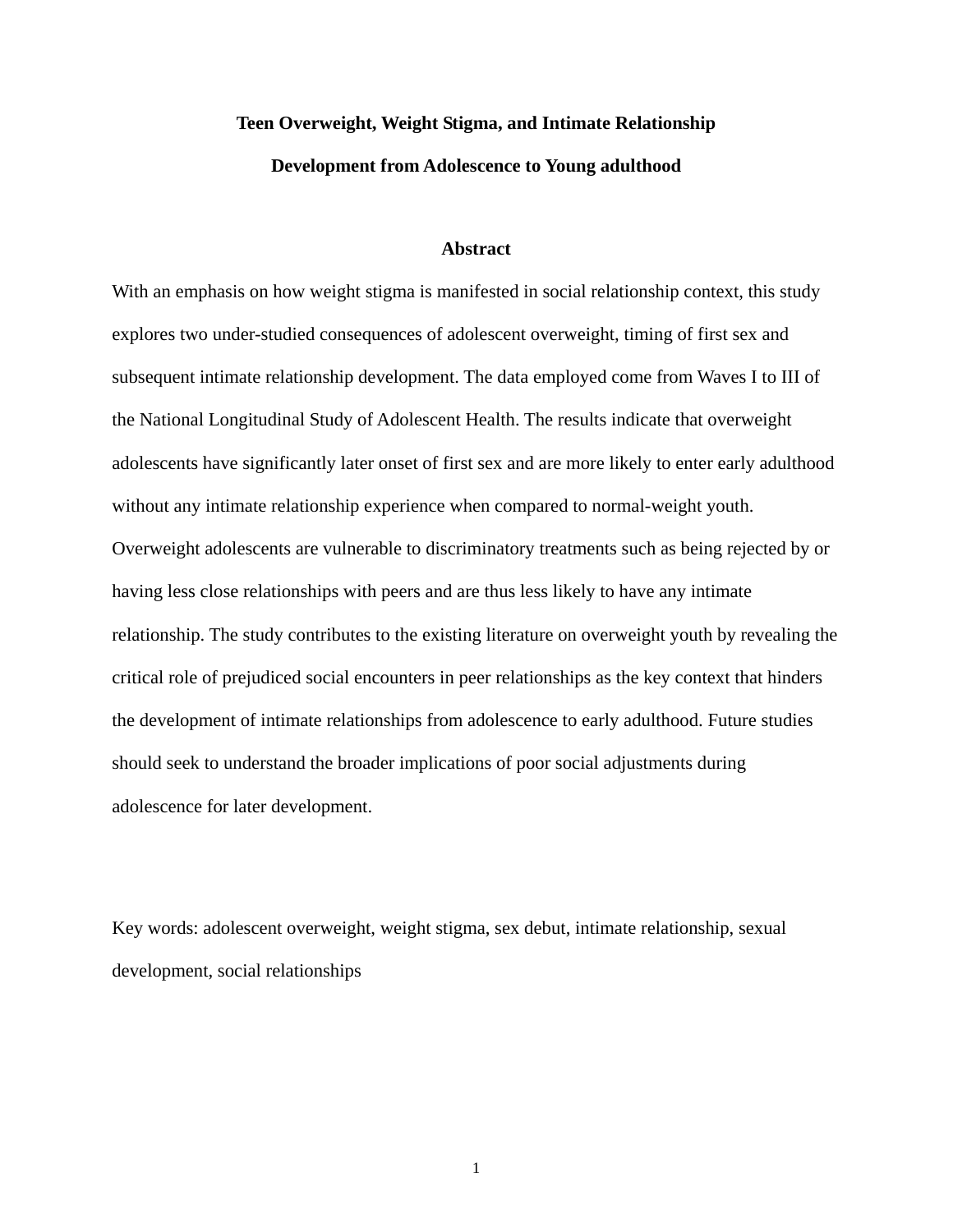# Teen Overweight, Weight Stigma, and Intimate Relationship Development from Adolescence to Young adulthood

## Abstract

With an emphasis on how weight stigma is manifested in social relationship context, this study explores two under-studied consequences of adolescent overweight, timing of first sex and subsequent intimate relationship development. The data employed come from Waves I to III of the National Longitudinal Study of Adolescent Health. The results indicate that overweight adolescents have significantly later onset of first sex and are more likely to enter early adulthood without any intimate relationship experience when compared to normal-weight youth. Overweight adolescents are vulnerable to discriminatory treatments such as being rejected by or having less close relationships with peers and are thus less likely to have any intimate relationship. The study contributes to the existing literature on overweight youth by revealing the critical role of prejudiced social encounters in peer relationships as the key context that hinders the development of intimate relationships from adolescence to early adulthood. Future studies should seek to understand the broader implications of poor social adjustments during adolescence for later development.

Key words: adolescent overweight, weight stigma, sex debut, intimate relationship, sexual development, social relationships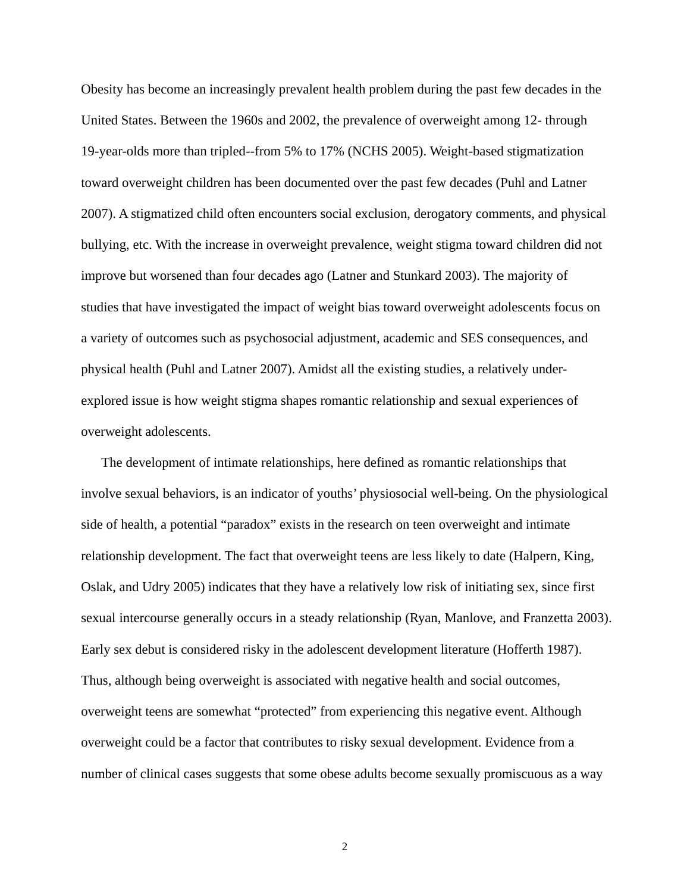Obesity has become an increasingly prevalent health problem during the past few decades in the United States. Between the 1960s and 2002, the prevalence of overweight among 12- through 19-year-olds more than tripled--from 5% to 17% (NCHS 2005). Weight-based stigmatization toward overweight children has been documented over the past few decades (Puhl and Latner 2007). A stigmatized child often encounters social exclusion, derogatory comments, and physical bullying, etc. With the increase in overweight prevalence, weight stigma toward children did not improve but worsened than four decades ago (Latner and Stunkard 2003). The majority of studies that have investigated the impact of weight bias toward overweight adolescents focus on a variety of outcomes such as psychosocial adjustment, academic and SES consequences, and physical health (Puhl and Latner 2007). Amidst all the existing studies, a relatively under-explored issue is how weight stigma shapes romantic relationship and sexual experiences of overweight adolescents.

The development of intimate relationships, here defined as romantic relationships that involve sexual behaviors, is an indicator of youths' physiosocial well-being. On the physiological side of health, a potential "paradox" exists in the research on teen overweight and intimate relationship development. The fact that overweight teens are less likely to date (Halpern, King, Oslak, and Udry 2005) indicates that they have a relatively low risk of initiating sex, since first sexual intercourse generally occurs in a steady relationship (Ryan, Manlove, and Franzetta 2003). Early sex debut is considered risky in the adolescent development literature (Hofferth 1987). Thus, although being overweight is associated with negative health and social outcomes, overweight teens are somewhat "protected" from experiencing this negative event. Although overweight could be a factor that contributes to risky sexual development. Evidence from a number of clinical cases suggests that some obese adults become sexually promiscuous as a way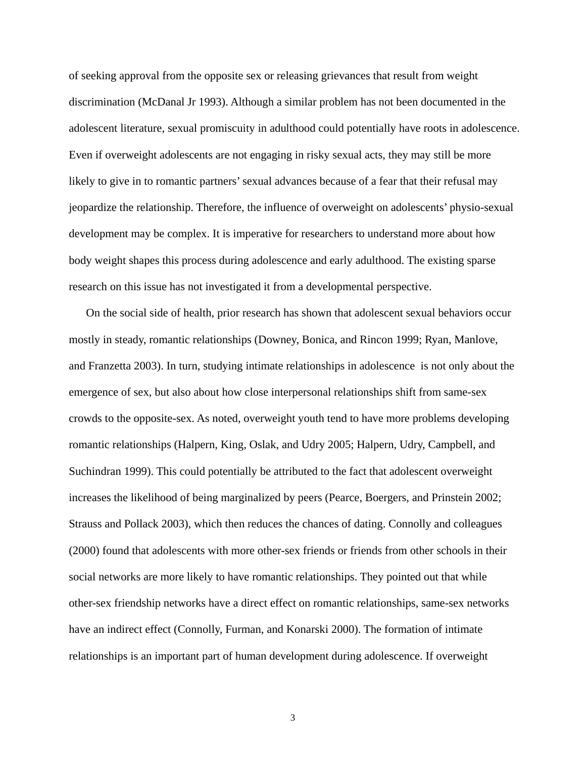of seeking approval from the opposite sex or releasing grievances that result from weight discrimination (McDanal Jr 1993). Although a similar problem has not been documented in the adolescent literature, sexual promiscuity in adulthood could potentially have roots in adolescence. Even if overweight adolescents are not engaging in risky sexual acts, they may still be more likely to give in to romantic partners' sexual advances because of a fear that their refusal may jeopardize the relationship. Therefore, the influence of overweight on adolescents' physio-sexual development may be complex. It is imperative for researchers to understand more about how body weight shapes this process during adolescence and early adulthood. The existing sparse research on this issue has not investigated it from a developmental perspective.

On the social side of health, prior research has shown that adolescent sexual behaviors occur mostly in steady, romantic relationships (Downey, Bonica, and Rincon 1999; Ryan, Manlove, and Franzetta 2003). In turn, studying intimate relationships in adolescence is not only about the emergence of sex, but also about how close interpersonal relationships shift from same-sex crowds to the opposite-sex. As noted, overweight youth tend to have more problems developing romantic relationships (Halpern, King, Oslak, and Udry 2005; Halpern, Udry, Campbell, and Suchindran 1999). This could potentially be attributed to the fact that adolescent overweight increases the likelihood of being marginalized by peers (Pearce, Boergers, and Prinstein 2002; Strauss and Pollack 2003), which then reduces the chances of dating. Connolly and colleagues (2000) found that adolescents with more other-sex friends or friends from other schools in their social networks are more likely to have romantic relationships. They pointed out that while other-sex friendship networks have a direct effect on romantic relationships, same-sex networks have an indirect effect (Connolly, Furman, and Konarski 2000). The formation of intimate relationships is an important part of human development during adolescence. If overweight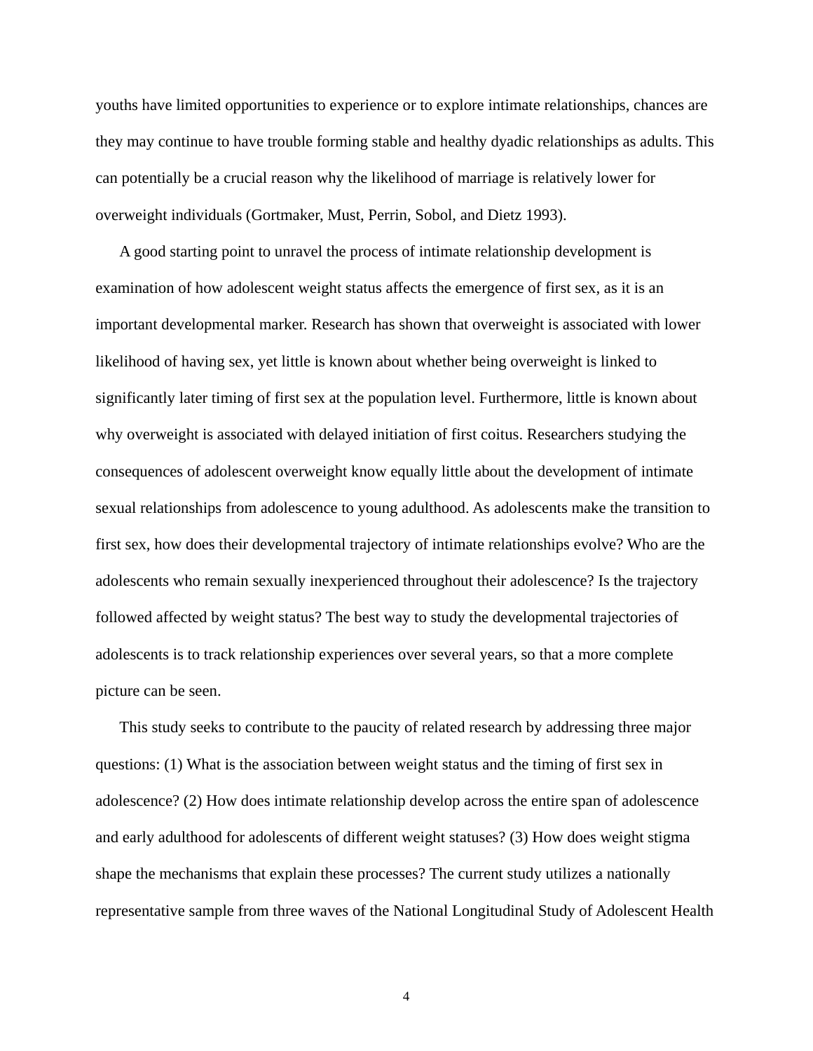youths have limited opportunities to experience or to explore intimate relationships, chances are they may continue to have trouble forming stable and healthy dyadic relationships as adults. This can potentially be a crucial reason why the likelihood of marriage is relatively lower for overweight individuals (Gortmaker, Must, Perrin, Sobol, and Dietz 1993).

A good starting point to unravel the process of intimate relationship development is examination of how adolescent weight status affects the emergence of first sex, as it is an important developmental marker. Research has shown that overweight is associated with lower likelihood of having sex, yet little is known about whether being overweight is linked to significantly later timing of first sex at the population level. Furthermore, little is known about why overweight is associated with delayed initiation of first coitus. Researchers studying the consequences of adolescent overweight know equally little about the development of intimate sexual relationships from adolescence to young adulthood. As adolescents make the transition to first sex, how does their developmental trajectory of intimate relationships evolve? Who are the adolescents who remain sexually inexperienced throughout their adolescence? Is the trajectory followed affected by weight status? The best way to study the developmental trajectories of adolescents is to track relationship experiences over several years, so that a more complete picture can be seen.

This study seeks to contribute to the paucity of related research by addressing three major questions: (1) What is the association between weight status and the timing of first sex in adolescence? (2) How does intimate relationship develop across the entire span of adolescence and early adulthood for adolescents of different weight statuses? (3) How does weight stigma shape the mechanisms that explain these processes? The current study utilizes a nationally representative sample from three waves of the National Longitudinal Study of Adolescent Health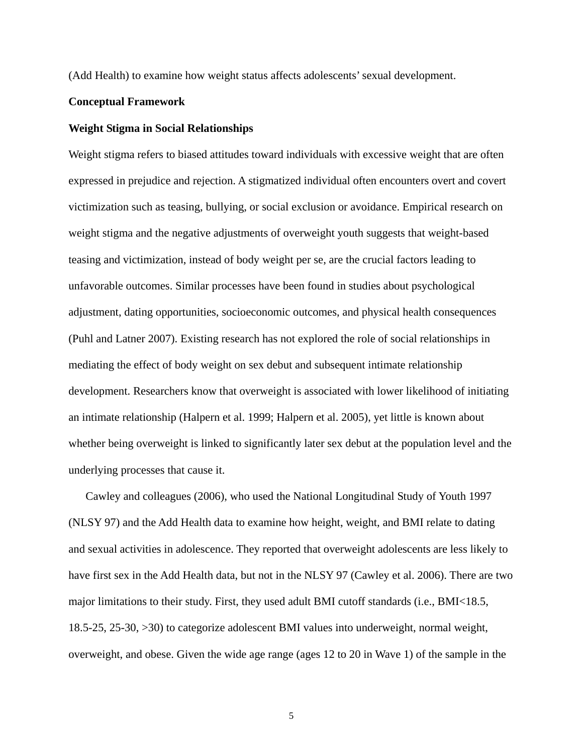(Add Health) to examine how weight status affects adolescents' sexual development.

## Conceptual Framework

### Weight Stigma in Social Relationships

Weight stigma refers to biased attitudes toward individuals with excessive weight that are often expressed in prejudice and rejection. A stigmatized individual often encounters overt and covert victimization such as teasing, bullying, or social exclusion or avoidance. Empirical research on weight stigma and the negative adjustments of overweight youth suggests that weight-based teasing and victimization, instead of body weight per se, are the crucial factors leading to unfavorable outcomes. Similar processes have been found in studies about psychological adjustment, dating opportunities, socioeconomic outcomes, and physical health consequences (Puhl and Latner 2007). Existing research has not explored the role of social relationships in mediating the effect of body weight on sex debut and subsequent intimate relationship development. Researchers know that overweight is associated with lower likelihood of initiating an intimate relationship (Halpern et al. 1999; Halpern et al. 2005), yet little is known about whether being overweight is linked to significantly later sex debut at the population level and the underlying processes that cause it.

Cawley and colleagues (2006), who used the National Longitudinal Study of Youth 1997 (NLSY 97) and the Add Health data to examine how height, weight, and BMI relate to dating and sexual activities in adolescence. They reported that overweight adolescents are less likely to have first sex in the Add Health data, but not in the NLSY 97 (Cawley et al. 2006). There are two major limitations to their study. First, they used adult BMI cutoff standards (i.e., BMI<18.5, 18.5-25, 25-30, >30) to categorize adolescent BMI values into underweight, normal weight, overweight, and obese. Given the wide age range (ages 12 to 20 in Wave 1) of the sample in the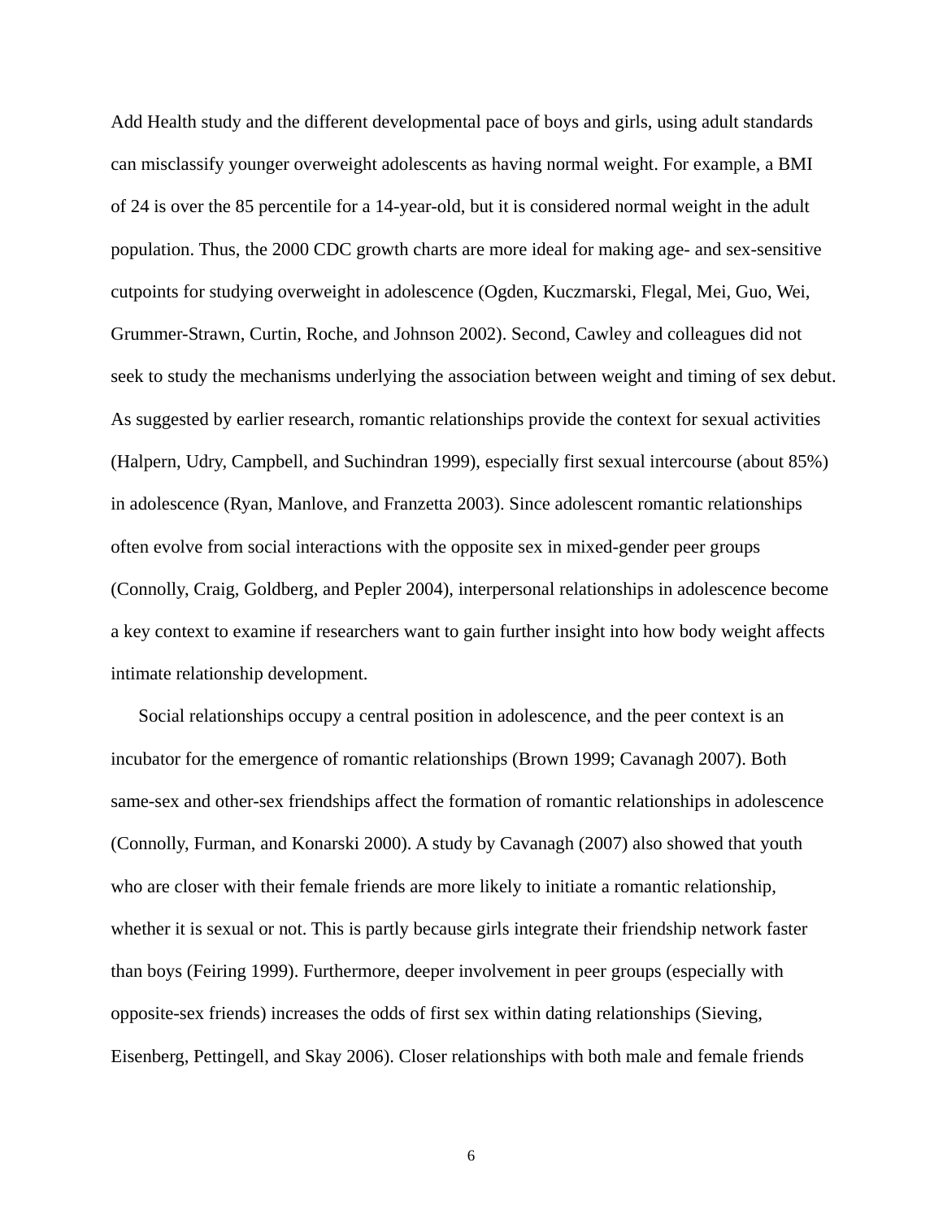Add Health study and the different developmental pace of boys and girls, using adult standards can misclassify younger overweight adolescents as having normal weight. For example, a BMI of 24 is over the 85 percentile for a 14-year-old, but it is considered normal weight in the adult population. Thus, the 2000 CDC growth charts are more ideal for making age- and sex-sensitive cutpoints for studying overweight in adolescence (Ogden, Kuczmarski, Flegal, Mei, Guo, Wei, Grummer-Strawn, Curtin, Roche, and Johnson 2002). Second, Cawley and colleagues did not seek to study the mechanisms underlying the association between weight and timing of sex debut. As suggested by earlier research, romantic relationships provide the context for sexual activities (Halpern, Udry, Campbell, and Suchindran 1999), especially first sexual intercourse (about 85%) in adolescence (Ryan, Manlove, and Franzetta 2003). Since adolescent romantic relationships often evolve from social interactions with the opposite sex in mixed-gender peer groups (Connolly, Craig, Goldberg, and Pepler 2004), interpersonal relationships in adolescence become a key context to examine if researchers want to gain further insight into how body weight affects intimate relationship development.

Social relationships occupy a central position in adolescence, and the peer context is an incubator for the emergence of romantic relationships (Brown 1999; Cavanagh 2007). Both same-sex and other-sex friendships affect the formation of romantic relationships in adolescence (Connolly, Furman, and Konarski 2000). A study by Cavanagh (2007) also showed that youth who are closer with their female friends are more likely to initiate a romantic relationship, whether it is sexual or not. This is partly because girls integrate their friendship network faster than boys (Feiring 1999). Furthermore, deeper involvement in peer groups (especially with opposite-sex friends) increases the odds of first sex within dating relationships (Sieving, Eisenberg, Pettingell, and Skay 2006). Closer relationships with both male and female friends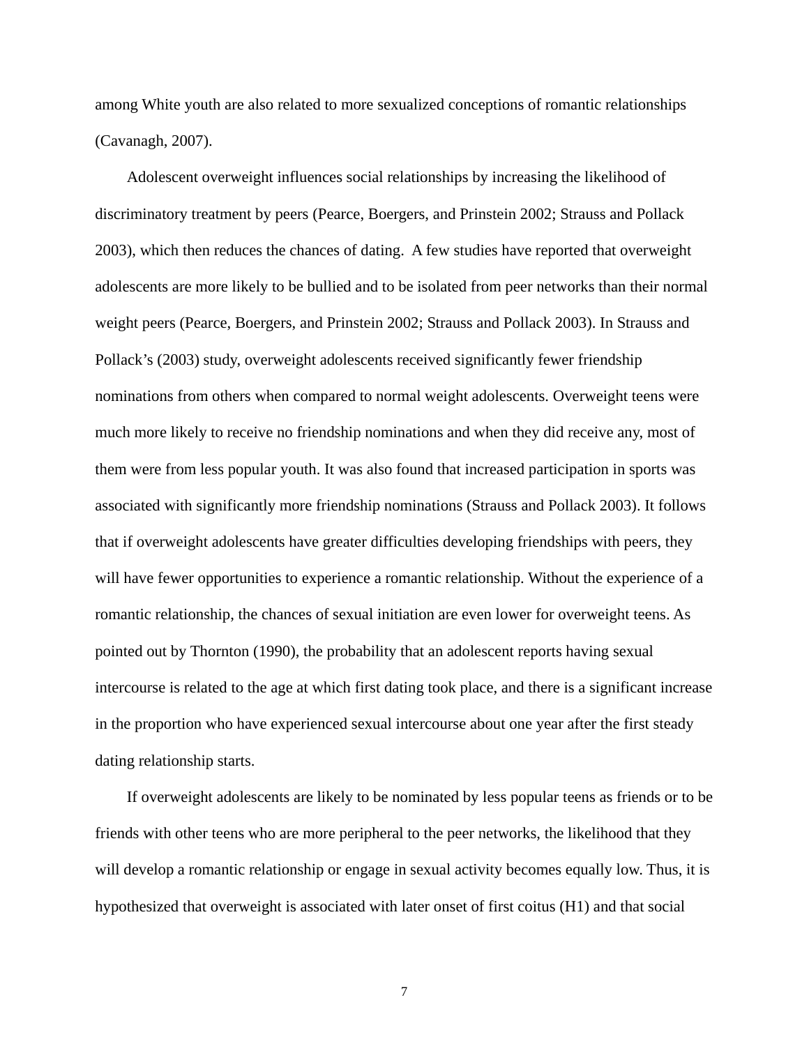among White youth are also related to more sexualized conceptions of romantic relationships (Cavanagh, 2007).

Adolescent overweight influences social relationships by increasing the likelihood of discriminatory treatment by peers (Pearce, Boergers, and Prinstein 2002; Strauss and Pollack 2003), which then reduces the chances of dating. A few studies have reported that overweight adolescents are more likely to be bullied and to be isolated from peer networks than their normal weight peers (Pearce, Boergers, and Prinstein 2002; Strauss and Pollack 2003). In Strauss and Pollack's (2003) study, overweight adolescents received significantly fewer friendship nominations from others when compared to normal weight adolescents. Overweight teens were much more likely to receive no friendship nominations and when they did receive any, most of them were from less popular youth. It was also found that increased participation in sports was associated with significantly more friendship nominations (Strauss and Pollack 2003). It follows that if overweight adolescents have greater difficulties developing friendships with peers, they will have fewer opportunities to experience a romantic relationship. Without the experience of a romantic relationship, the chances of sexual initiation are even lower for overweight teens. As pointed out by Thornton (1990), the probability that an adolescent reports having sexual intercourse is related to the age at which first dating took place, and there is a significant increase in the proportion who have experienced sexual intercourse about one year after the first steady dating relationship starts.

If overweight adolescents are likely to be nominated by less popular teens as friends or to be friends with other teens who are more peripheral to the peer networks, the likelihood that they will develop a romantic relationship or engage in sexual activity becomes equally low. Thus, it is hypothesized that overweight is associated with later onset of first coitus (H1) and that social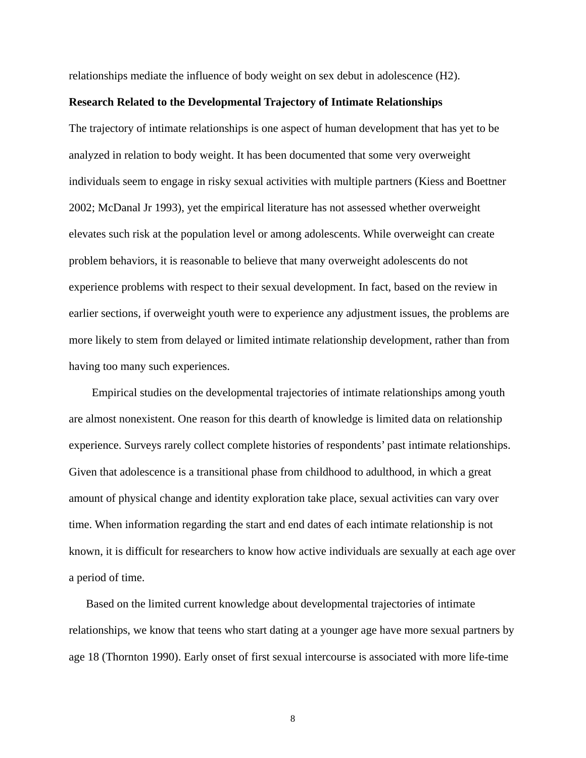relationships mediate the influence of body weight on sex debut in adolescence (H2).

**Research Related to the Developmental Trajectory of Intimate Relationships**

The trajectory of intimate relationships is one aspect of human development that has yet to be analyzed in relation to body weight. It has been documented that some very overweight individuals seem to engage in risky sexual activities with multiple partners (Kiess and Boettner 2002; McDanal Jr 1993), yet the empirical literature has not assessed whether overweight elevates such risk at the population level or among adolescents. While overweight can create problem behaviors, it is reasonable to believe that many overweight adolescents do not experience problems with respect to their sexual development. In fact, based on the review in earlier sections, if overweight youth were to experience any adjustment issues, the problems are more likely to stem from delayed or limited intimate relationship development, rather than from having too many such experiences.

Empirical studies on the developmental trajectories of intimate relationships among youth are almost nonexistent. One reason for this dearth of knowledge is limited data on relationship experience. Surveys rarely collect complete histories of respondents' past intimate relationships. Given that adolescence is a transitional phase from childhood to adulthood, in which a great amount of physical change and identity exploration take place, sexual activities can vary over time. When information regarding the start and end dates of each intimate relationship is not known, it is difficult for researchers to know how active individuals are sexually at each age over a period of time.

Based on the limited current knowledge about developmental trajectories of intimate relationships, we know that teens who start dating at a younger age have more sexual partners by age 18 (Thornton 1990). Early onset of first sexual intercourse is associated with more life-time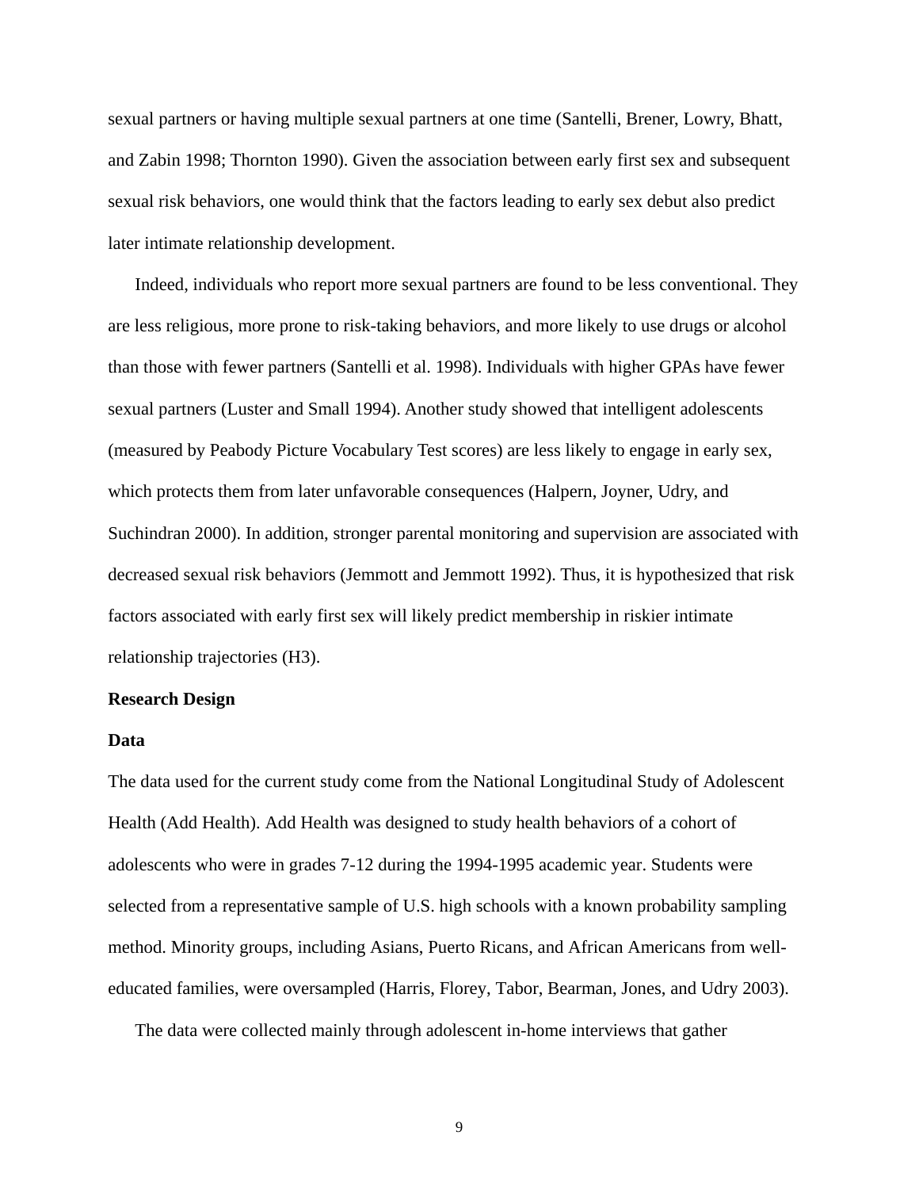sexual partners or having multiple sexual partners at one time (Santelli, Brener, Lowry, Bhatt, and Zabin 1998; Thornton 1990). Given the association between early first sex and subsequent sexual risk behaviors, one would think that the factors leading to early sex debut also predict later intimate relationship development.

Indeed, individuals who report more sexual partners are found to be less conventional. They are less religious, more prone to risk-taking behaviors, and more likely to use drugs or alcohol than those with fewer partners (Santelli et al. 1998). Individuals with higher GPAs have fewer sexual partners (Luster and Small 1994). Another study showed that intelligent adolescents (measured by Peabody Picture Vocabulary Test scores) are less likely to engage in early sex, which protects them from later unfavorable consequences (Halpern, Joyner, Udry, and Suchindran 2000). In addition, stronger parental monitoring and supervision are associated with decreased sexual risk behaviors (Jemmott and Jemmott 1992). Thus, it is hypothesized that risk factors associated with early first sex will likely predict membership in riskier intimate relationship trajectories (H3).

## Research Design

### Data

The data used for the current study come from the National Longitudinal Study of Adolescent Health (Add Health). Add Health was designed to study health behaviors of a cohort of adolescents who were in grades 7-12 during the 1994-1995 academic year. Students were selected from a representative sample of U.S. high schools with a known probability sampling method. Minority groups, including Asians, Puerto Ricans, and African Americans from well-educated families, were oversampled (Harris, Florey, Tabor, Bearman, Jones, and Udry 2003).

The data were collected mainly through adolescent in-home interviews that gather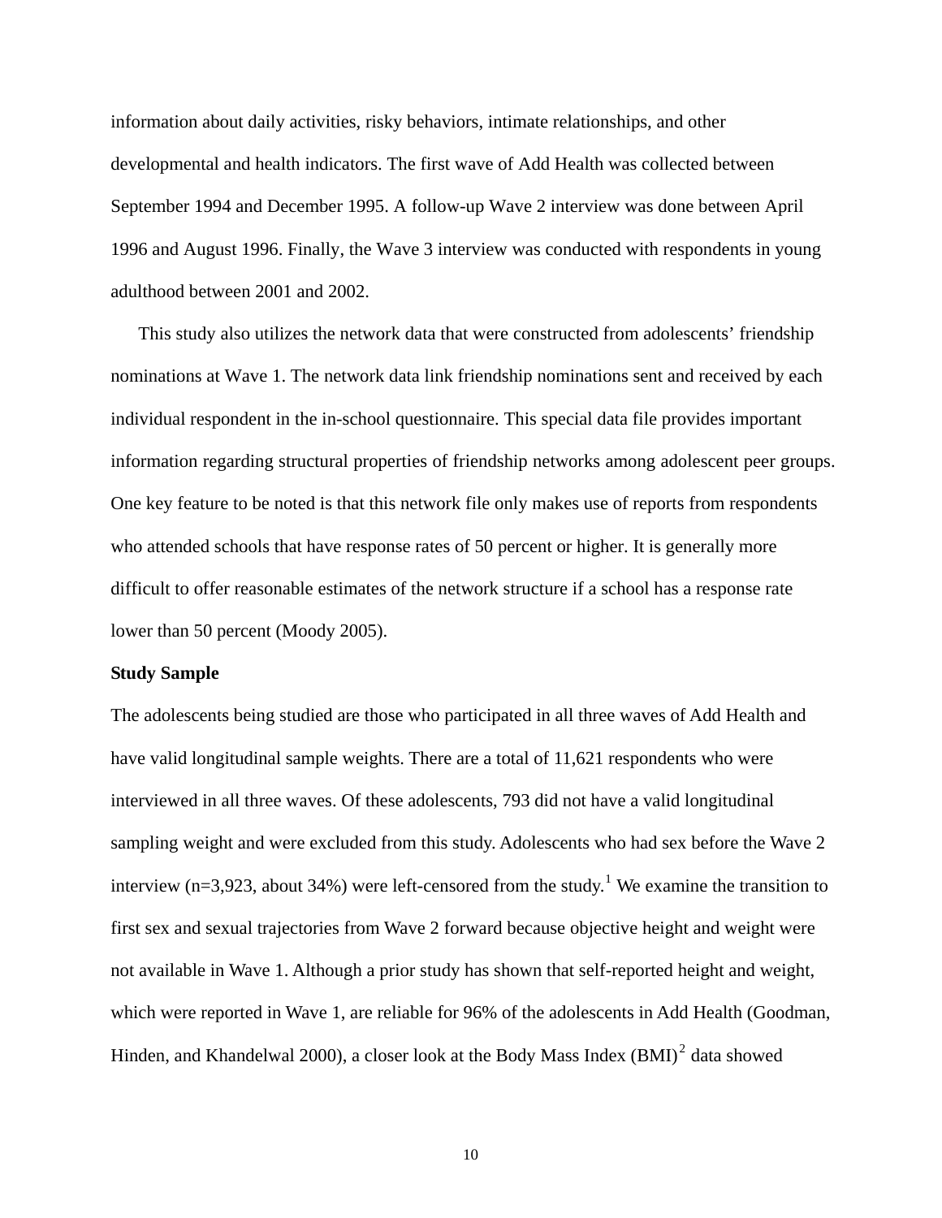information about daily activities, risky behaviors, intimate relationships, and other developmental and health indicators. The first wave of Add Health was collected between September 1994 and December 1995. A follow-up Wave 2 interview was done between April 1996 and August 1996. Finally, the Wave 3 interview was conducted with respondents in young adulthood between 2001 and 2002.

This study also utilizes the network data that were constructed from adolescents' friendship nominations at Wave 1. The network data link friendship nominations sent and received by each individual respondent in the in-school questionnaire. This special data file provides important information regarding structural properties of friendship networks among adolescent peer groups. One key feature to be noted is that this network file only makes use of reports from respondents who attended schools that have response rates of 50 percent or higher. It is generally more difficult to offer reasonable estimates of the network structure if a school has a response rate lower than 50 percent (Moody 2005).

**Study Sample**

The adolescents being studied are those who participated in all three waves of Add Health and have valid longitudinal sample weights. There are a total of 11,621 respondents who were interviewed in all three waves. Of these adolescents, 793 did not have a valid longitudinal sampling weight and were excluded from this study. Adolescents who had sex before the Wave 2 interview (n=3,923, about 34%) were left-censored from the study.[1] We examine the transition to first sex and sexual trajectories from Wave 2 forward because objective height and weight were not available in Wave 1. Although a prior study has shown that self-reported height and weight, which were reported in Wave 1, are reliable for 96% of the adolescents in Add Health (Goodman, Hinden, and Khandelwal 2000), a closer look at the Body Mass Index (BMI)[2] data showed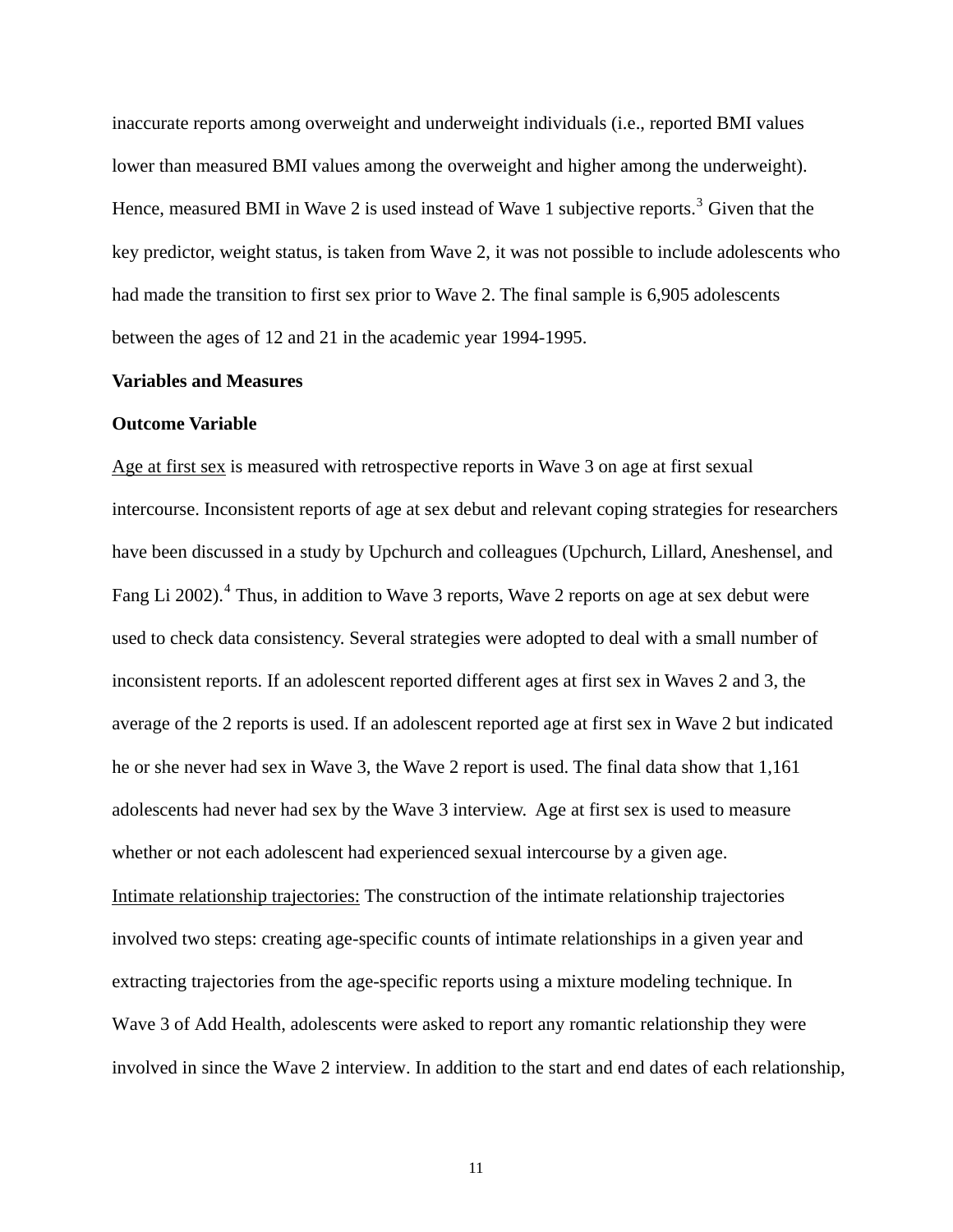inaccurate reports among overweight and underweight individuals (i.e., reported BMI values lower than measured BMI values among the overweight and higher among the underweight). Hence, measured BMI in Wave 2 is used instead of Wave 1 subjective reports.[3] Given that the key predictor, weight status, is taken from Wave 2, it was not possible to include adolescents who had made the transition to first sex prior to Wave 2. The final sample is 6,905 adolescents between the ages of 12 and 21 in the academic year 1994-1995.

**Variables and Measures**

**Outcome Variable**

Age at first sex is measured with retrospective reports in Wave 3 on age at first sexual intercourse. Inconsistent reports of age at sex debut and relevant coping strategies for researchers have been discussed in a study by Upchurch and colleagues (Upchurch, Lillard, Aneshensel, and Fang Li 2002).[4] Thus, in addition to Wave 3 reports, Wave 2 reports on age at sex debut were used to check data consistency. Several strategies were adopted to deal with a small number of inconsistent reports. If an adolescent reported different ages at first sex in Waves 2 and 3, the average of the 2 reports is used. If an adolescent reported age at first sex in Wave 2 but indicated he or she never had sex in Wave 3, the Wave 2 report is used. The final data show that 1,161 adolescents had never had sex by the Wave 3 interview. Age at first sex is used to measure whether or not each adolescent had experienced sexual intercourse by a given age.

Intimate relationship trajectories: The construction of the intimate relationship trajectories involved two steps: creating age-specific counts of intimate relationships in a given year and extracting trajectories from the age-specific reports using a mixture modeling technique. In Wave 3 of Add Health, adolescents were asked to report any romantic relationship they were involved in since the Wave 2 interview. In addition to the start and end dates of each relationship,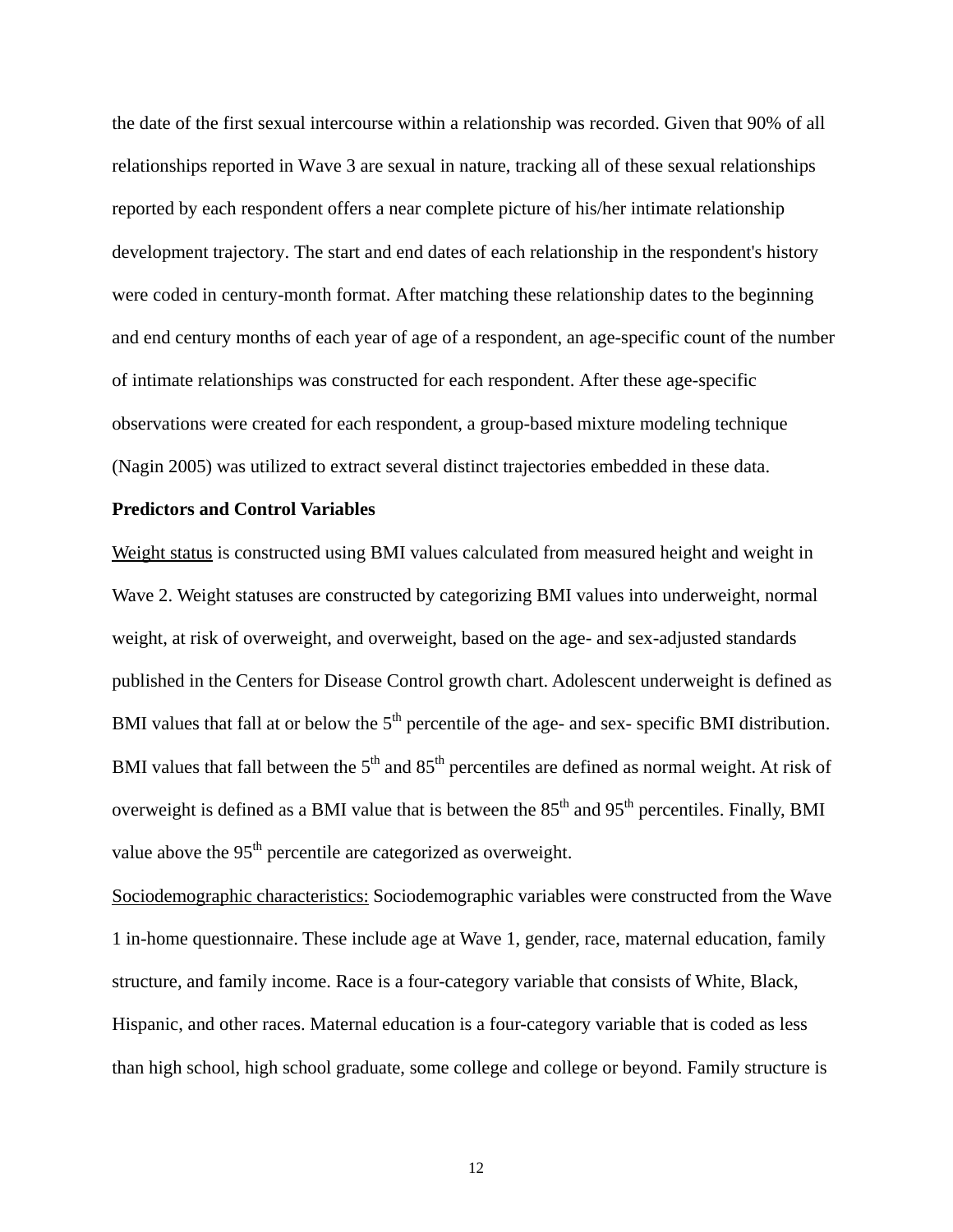the date of the first sexual intercourse within a relationship was recorded. Given that 90% of all relationships reported in Wave 3 are sexual in nature, tracking all of these sexual relationships reported by each respondent offers a near complete picture of his/her intimate relationship development trajectory. The start and end dates of each relationship in the respondent's history were coded in century-month format. After matching these relationship dates to the beginning and end century months of each year of age of a respondent, an age-specific count of the number of intimate relationships was constructed for each respondent. After these age-specific observations were created for each respondent, a group-based mixture modeling technique (Nagin 2005) was utilized to extract several distinct trajectories embedded in these data.

**Predictors and Control Variables**

Weight status is constructed using BMI values calculated from measured height and weight in Wave 2. Weight statuses are constructed by categorizing BMI values into underweight, normal weight, at risk of overweight, and overweight, based on the age- and sex-adjusted standards published in the Centers for Disease Control growth chart. Adolescent underweight is defined as BMI values that fall at or below the $5^{th}$ percentile of the age- and sex- specific BMI distribution. BMI values that fall between the $5^{th}$ and $85^{th}$ percentiles are defined as normal weight. At risk of overweight is defined as a BMI value that is between the $85^{th}$ and $95^{th}$ percentiles. Finally, BMI value above the $95^{th}$ percentile are categorized as overweight.

Sociodemographic characteristics: Sociodemographic variables were constructed from the Wave 1 in-home questionnaire. These include age at Wave 1, gender, race, maternal education, family structure, and family income. Race is a four-category variable that consists of White, Black, Hispanic, and other races. Maternal education is a four-category variable that is coded as less than high school, high school graduate, some college and college or beyond. Family structure is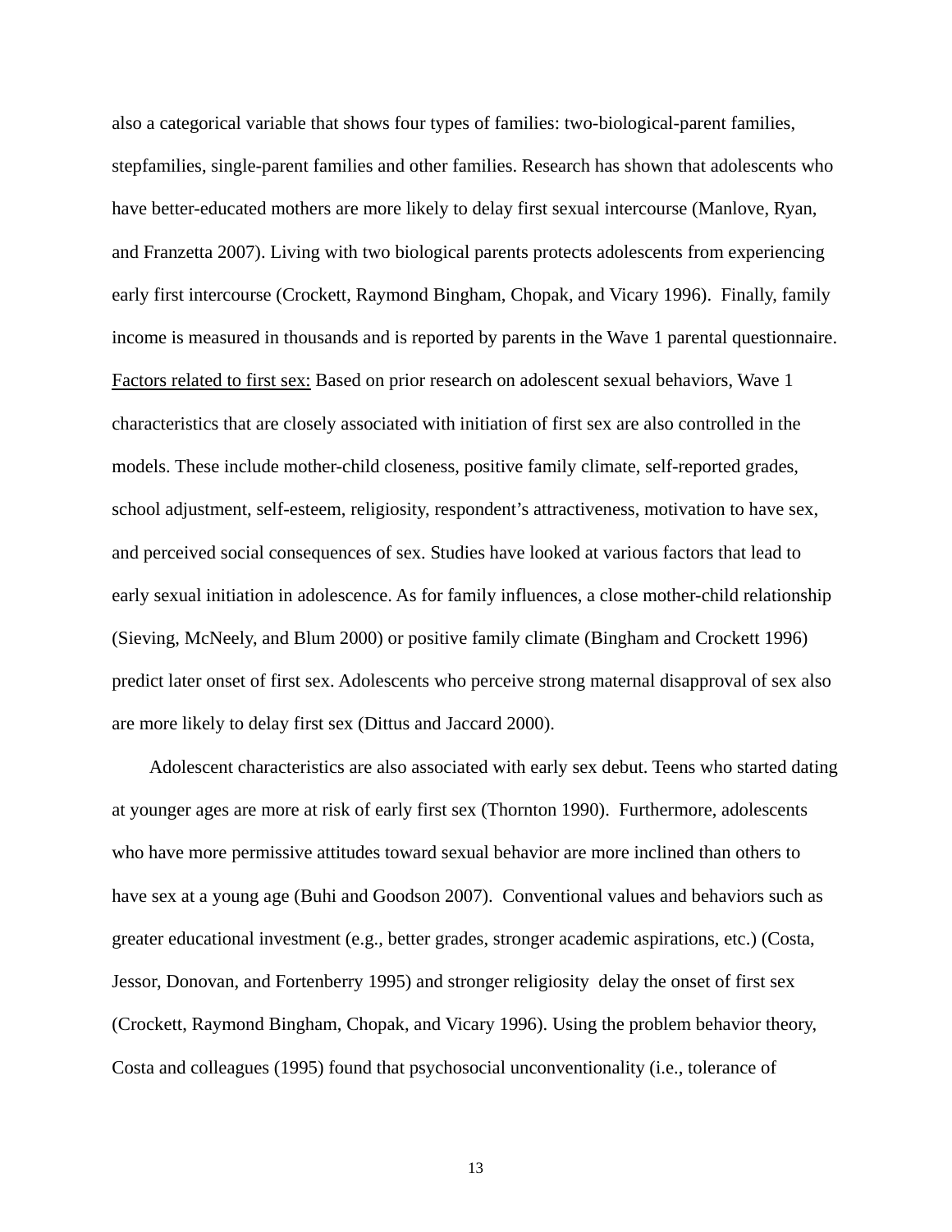also a categorical variable that shows four types of families: two-biological-parent families, stepfamilies, single-parent families and other families. Research has shown that adolescents who have better-educated mothers are more likely to delay first sexual intercourse (Manlove, Ryan, and Franzetta 2007). Living with two biological parents protects adolescents from experiencing early first intercourse (Crockett, Raymond Bingham, Chopak, and Vicary 1996). Finally, family income is measured in thousands and is reported by parents in the Wave 1 parental questionnaire.

<u>Factors related to first sex:</u> Based on prior research on adolescent sexual behaviors, Wave 1 characteristics that are closely associated with initiation of first sex are also controlled in the models. These include mother-child closeness, positive family climate, self-reported grades, school adjustment, self-esteem, religiosity, respondent's attractiveness, motivation to have sex, and perceived social consequences of sex. Studies have looked at various factors that lead to early sexual initiation in adolescence. As for family influences, a close mother-child relationship (Sieving, McNeely, and Blum 2000) or positive family climate (Bingham and Crockett 1996) predict later onset of first sex. Adolescents who perceive strong maternal disapproval of sex also are more likely to delay first sex (Dittus and Jaccard 2000).

Adolescent characteristics are also associated with early sex debut. Teens who started dating at younger ages are more at risk of early first sex (Thornton 1990). Furthermore, adolescents who have more permissive attitudes toward sexual behavior are more inclined than others to have sex at a young age (Buhi and Goodson 2007). Conventional values and behaviors such as greater educational investment (e.g., better grades, stronger academic aspirations, etc.) (Costa, Jessor, Donovan, and Fortenberry 1995) and stronger religiosity delay the onset of first sex (Crockett, Raymond Bingham, Chopak, and Vicary 1996). Using the problem behavior theory, Costa and colleagues (1995) found that psychosocial unconventionality (i.e., tolerance of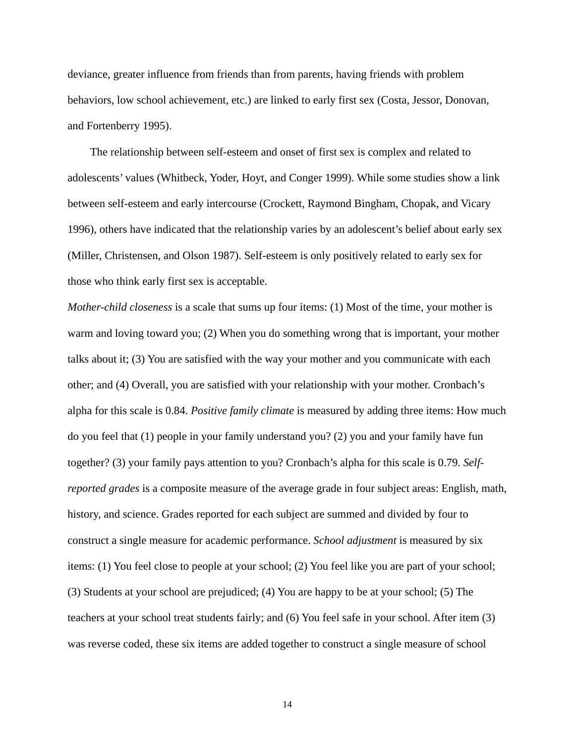deviance, greater influence from friends than from parents, having friends with problem behaviors, low school achievement, etc.) are linked to early first sex (Costa, Jessor, Donovan, and Fortenberry 1995).

The relationship between self-esteem and onset of first sex is complex and related to adolescents' values (Whitbeck, Yoder, Hoyt, and Conger 1999). While some studies show a link between self-esteem and early intercourse (Crockett, Raymond Bingham, Chopak, and Vicary 1996), others have indicated that the relationship varies by an adolescent's belief about early sex (Miller, Christensen, and Olson 1987). Self-esteem is only positively related to early sex for those who think early first sex is acceptable.

*Mother-child closeness* is a scale that sums up four items: (1) Most of the time, your mother is warm and loving toward you; (2) When you do something wrong that is important, your mother talks about it; (3) You are satisfied with the way your mother and you communicate with each other; and (4) Overall, you are satisfied with your relationship with your mother. Cronbach's alpha for this scale is 0.84. *Positive family climate* is measured by adding three items: How much do you feel that (1) people in your family understand you? (2) you and your family have fun together? (3) your family pays attention to you? Cronbach's alpha for this scale is 0.79. *Self-reported grades* is a composite measure of the average grade in four subject areas: English, math, history, and science. Grades reported for each subject are summed and divided by four to construct a single measure for academic performance. *School adjustment* is measured by six items: (1) You feel close to people at your school; (2) You feel like you are part of your school; (3) Students at your school are prejudiced; (4) You are happy to be at your school; (5) The teachers at your school treat students fairly; and (6) You feel safe in your school. After item (3) was reverse coded, these six items are added together to construct a single measure of school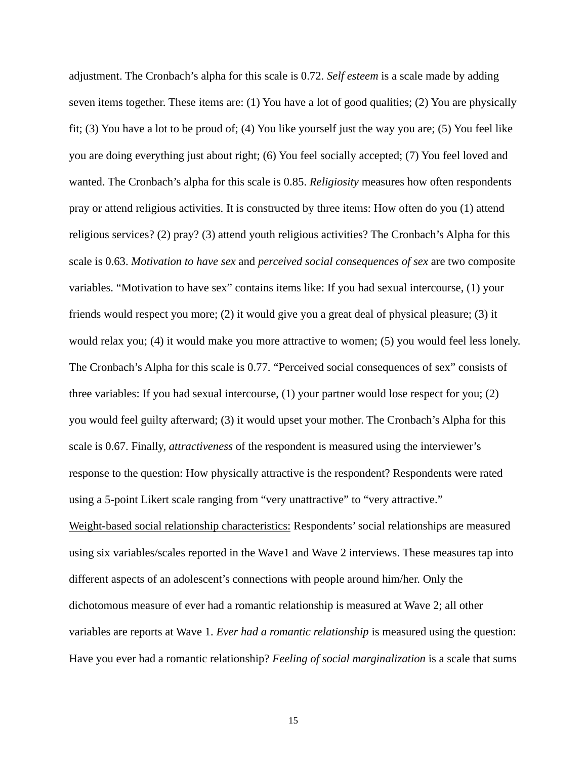adjustment. The Cronbach's alpha for this scale is 0.72. *Self esteem* is a scale made by adding seven items together. These items are: (1) You have a lot of good qualities; (2) You are physically fit; (3) You have a lot to be proud of; (4) You like yourself just the way you are; (5) You feel like you are doing everything just about right; (6) You feel socially accepted; (7) You feel loved and wanted. The Cronbach's alpha for this scale is 0.85. *Religiosity* measures how often respondents pray or attend religious activities. It is constructed by three items: How often do you (1) attend religious services? (2) pray? (3) attend youth religious activities? The Cronbach's Alpha for this scale is 0.63. *Motivation to have sex* and *perceived social consequences of sex* are two composite variables. "Motivation to have sex" contains items like: If you had sexual intercourse, (1) your friends would respect you more; (2) it would give you a great deal of physical pleasure; (3) it would relax you; (4) it would make you more attractive to women; (5) you would feel less lonely. The Cronbach's Alpha for this scale is 0.77. "Perceived social consequences of sex" consists of three variables: If you had sexual intercourse, (1) your partner would lose respect for you; (2) you would feel guilty afterward; (3) it would upset your mother. The Cronbach's Alpha for this scale is 0.67. Finally, *attractiveness* of the respondent is measured using the interviewer's response to the question: How physically attractive is the respondent? Respondents were rated using a 5-point Likert scale ranging from "very unattractive" to "very attractive."

<u>Weight-based social relationship characteristics:</u> Respondents' social relationships are measured using six variables/scales reported in the Wave1 and Wave 2 interviews. These measures tap into different aspects of an adolescent's connections with people around him/her. Only the dichotomous measure of ever had a romantic relationship is measured at Wave 2; all other variables are reports at Wave 1. *Ever had a romantic relationship* is measured using the question: Have you ever had a romantic relationship? *Feeling of social marginalization* is a scale that sums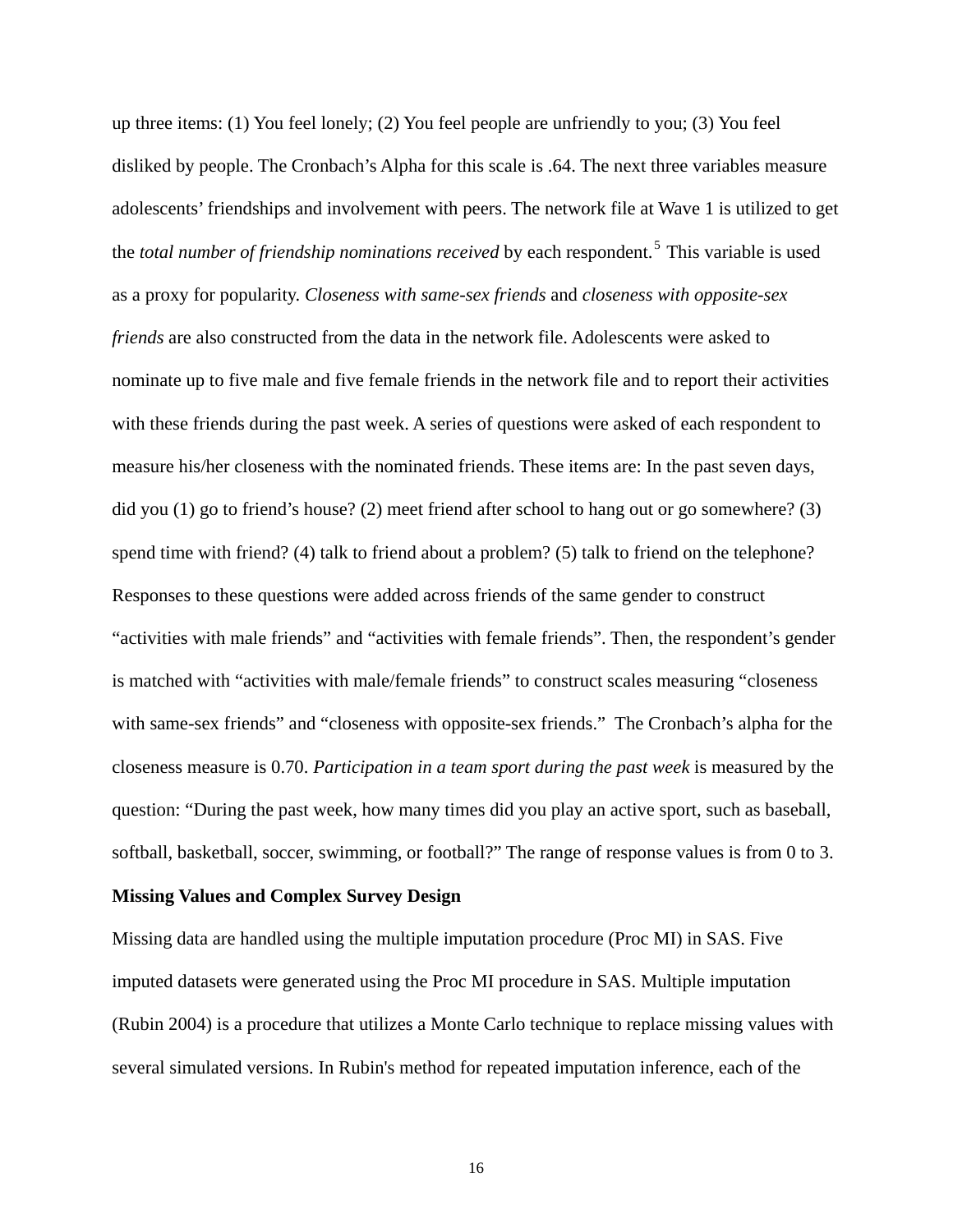up three items: (1) You feel lonely; (2) You feel people are unfriendly to you; (3) You feel disliked by people. The Cronbach's Alpha for this scale is .64. The next three variables measure adolescents' friendships and involvement with peers. The network file at Wave 1 is utilized to get the *total number of friendship nominations received* by each respondent.[5] This variable is used as a proxy for popularity. *Closeness with same-sex friends* and *closeness with opposite-sex friends* are also constructed from the data in the network file. Adolescents were asked to nominate up to five male and five female friends in the network file and to report their activities with these friends during the past week. A series of questions were asked of each respondent to measure his/her closeness with the nominated friends. These items are: In the past seven days, did you (1) go to friend's house? (2) meet friend after school to hang out or go somewhere? (3) spend time with friend? (4) talk to friend about a problem? (5) talk to friend on the telephone? Responses to these questions were added across friends of the same gender to construct "activities with male friends" and "activities with female friends". Then, the respondent's gender is matched with "activities with male/female friends" to construct scales measuring "closeness with same-sex friends" and "closeness with opposite-sex friends." The Cronbach's alpha for the closeness measure is 0.70. *Participation in a team sport during the past week* is measured by the question: "During the past week, how many times did you play an active sport, such as baseball, softball, basketball, soccer, swimming, or football?" The range of response values is from 0 to 3.

**Missing Values and Complex Survey Design**

Missing data are handled using the multiple imputation procedure (Proc MI) in SAS. Five imputed datasets were generated using the Proc MI procedure in SAS. Multiple imputation (Rubin 2004) is a procedure that utilizes a Monte Carlo technique to replace missing values with several simulated versions. In Rubin's method for repeated imputation inference, each of the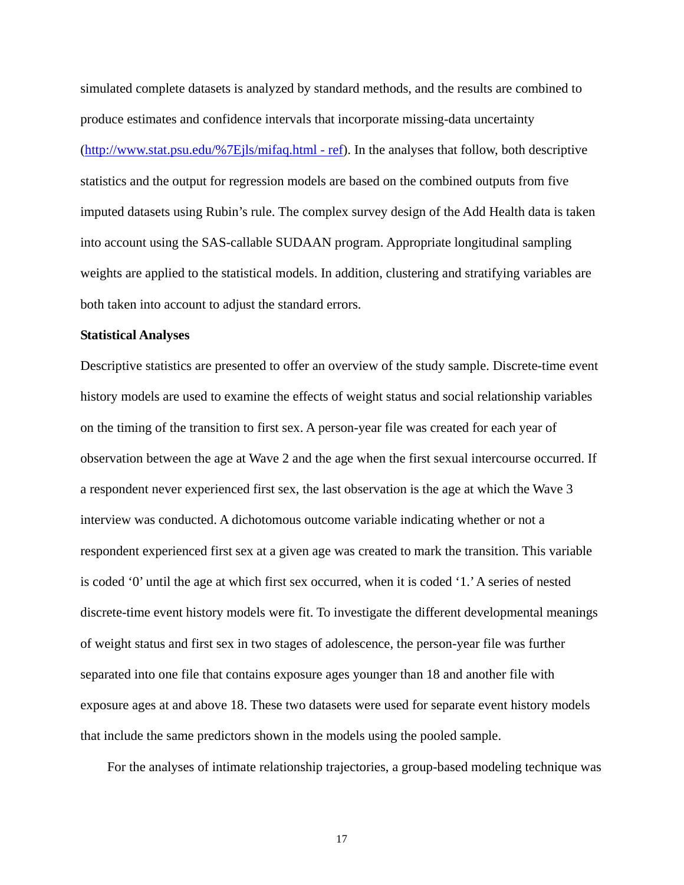simulated complete datasets is analyzed by standard methods, and the results are combined to produce estimates and confidence intervals that incorporate missing-data uncertainty ([http://www.stat.psu.edu/%7Ejls/mifaq.html - ref](http://www.stat.psu.edu/%7Ejls/mifaq.html#ref)). In the analyses that follow, both descriptive statistics and the output for regression models are based on the combined outputs from five imputed datasets using Rubin's rule. The complex survey design of the Add Health data is taken into account using the SAS-callable SUDAAN program. Appropriate longitudinal sampling weights are applied to the statistical models. In addition, clustering and stratifying variables are both taken into account to adjust the standard errors.

**Statistical Analyses**

Descriptive statistics are presented to offer an overview of the study sample. Discrete-time event history models are used to examine the effects of weight status and social relationship variables on the timing of the transition to first sex. A person-year file was created for each year of observation between the age at Wave 2 and the age when the first sexual intercourse occurred. If a respondent never experienced first sex, the last observation is the age at which the Wave 3 interview was conducted. A dichotomous outcome variable indicating whether or not a respondent experienced first sex at a given age was created to mark the transition. This variable is coded '0' until the age at which first sex occurred, when it is coded '1.' A series of nested discrete-time event history models were fit. To investigate the different developmental meanings of weight status and first sex in two stages of adolescence, the person-year file was further separated into one file that contains exposure ages younger than 18 and another file with exposure ages at and above 18. These two datasets were used for separate event history models that include the same predictors shown in the models using the pooled sample.

For the analyses of intimate relationship trajectories, a group-based modeling technique was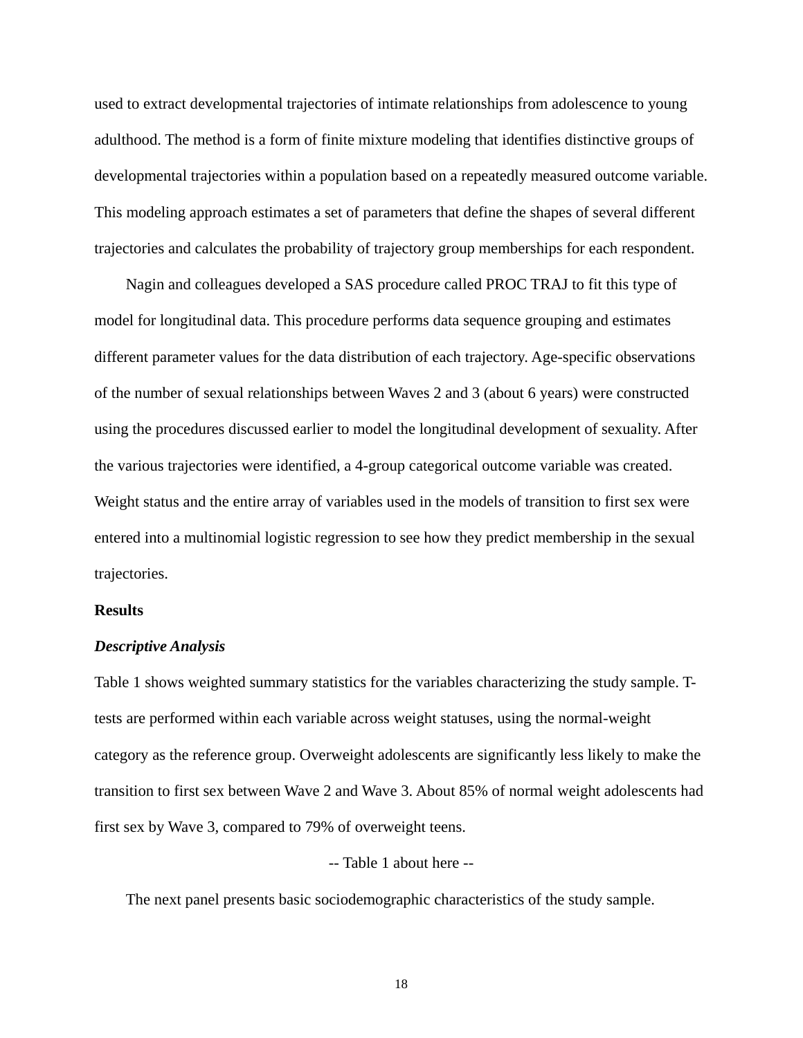used to extract developmental trajectories of intimate relationships from adolescence to young adulthood. The method is a form of finite mixture modeling that identifies distinctive groups of developmental trajectories within a population based on a repeatedly measured outcome variable. This modeling approach estimates a set of parameters that define the shapes of several different trajectories and calculates the probability of trajectory group memberships for each respondent.

Nagin and colleagues developed a SAS procedure called PROC TRAJ to fit this type of model for longitudinal data. This procedure performs data sequence grouping and estimates different parameter values for the data distribution of each trajectory. Age-specific observations of the number of sexual relationships between Waves 2 and 3 (about 6 years) were constructed using the procedures discussed earlier to model the longitudinal development of sexuality. After the various trajectories were identified, a 4-group categorical outcome variable was created. Weight status and the entire array of variables used in the models of transition to first sex were entered into a multinomial logistic regression to see how they predict membership in the sexual trajectories.

**Results**

***Descriptive Analysis***

Table 1 shows weighted summary statistics for the variables characterizing the study sample. T-tests are performed within each variable across weight statuses, using the normal-weight category as the reference group. Overweight adolescents are significantly less likely to make the transition to first sex between Wave 2 and Wave 3. About 85% of normal weight adolescents had first sex by Wave 3, compared to 79% of overweight teens.

-- Table 1 about here --

The next panel presents basic sociodemographic characteristics of the study sample.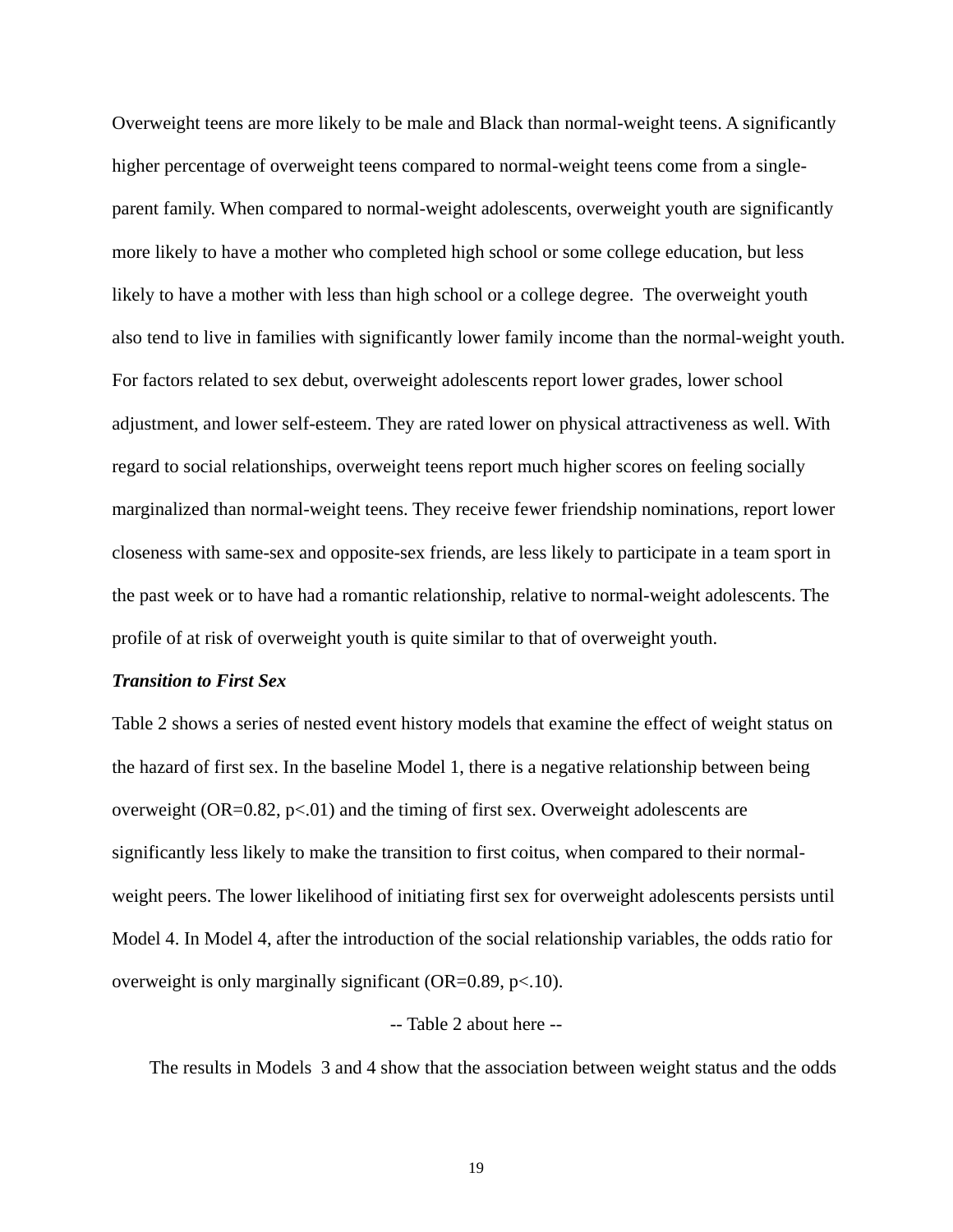Overweight teens are more likely to be male and Black than normal-weight teens. A significantly higher percentage of overweight teens compared to normal-weight teens come from a single-parent family. When compared to normal-weight adolescents, overweight youth are significantly more likely to have a mother who completed high school or some college education, but less likely to have a mother with less than high school or a college degree. The overweight youth also tend to live in families with significantly lower family income than the normal-weight youth. For factors related to sex debut, overweight adolescents report lower grades, lower school adjustment, and lower self-esteem. They are rated lower on physical attractiveness as well. With regard to social relationships, overweight teens report much higher scores on feeling socially marginalized than normal-weight teens. They receive fewer friendship nominations, report lower closeness with same-sex and opposite-sex friends, are less likely to participate in a team sport in the past week or to have had a romantic relationship, relative to normal-weight adolescents. The profile of at risk of overweight youth is quite similar to that of overweight youth.

***Transition to First Sex***

Table 2 shows a series of nested event history models that examine the effect of weight status on the hazard of first sex. In the baseline Model 1, there is a negative relationship between being overweight (OR=0.82, $p<.01$) and the timing of first sex. Overweight adolescents are significantly less likely to make the transition to first coitus, when compared to their normal-weight peers. The lower likelihood of initiating first sex for overweight adolescents persists until Model 4. In Model 4, after the introduction of the social relationship variables, the odds ratio for overweight is only marginally significant (OR=0.89, $p<.10$).

-- Table 2 about here --

The results in Models 3 and 4 show that the association between weight status and the odds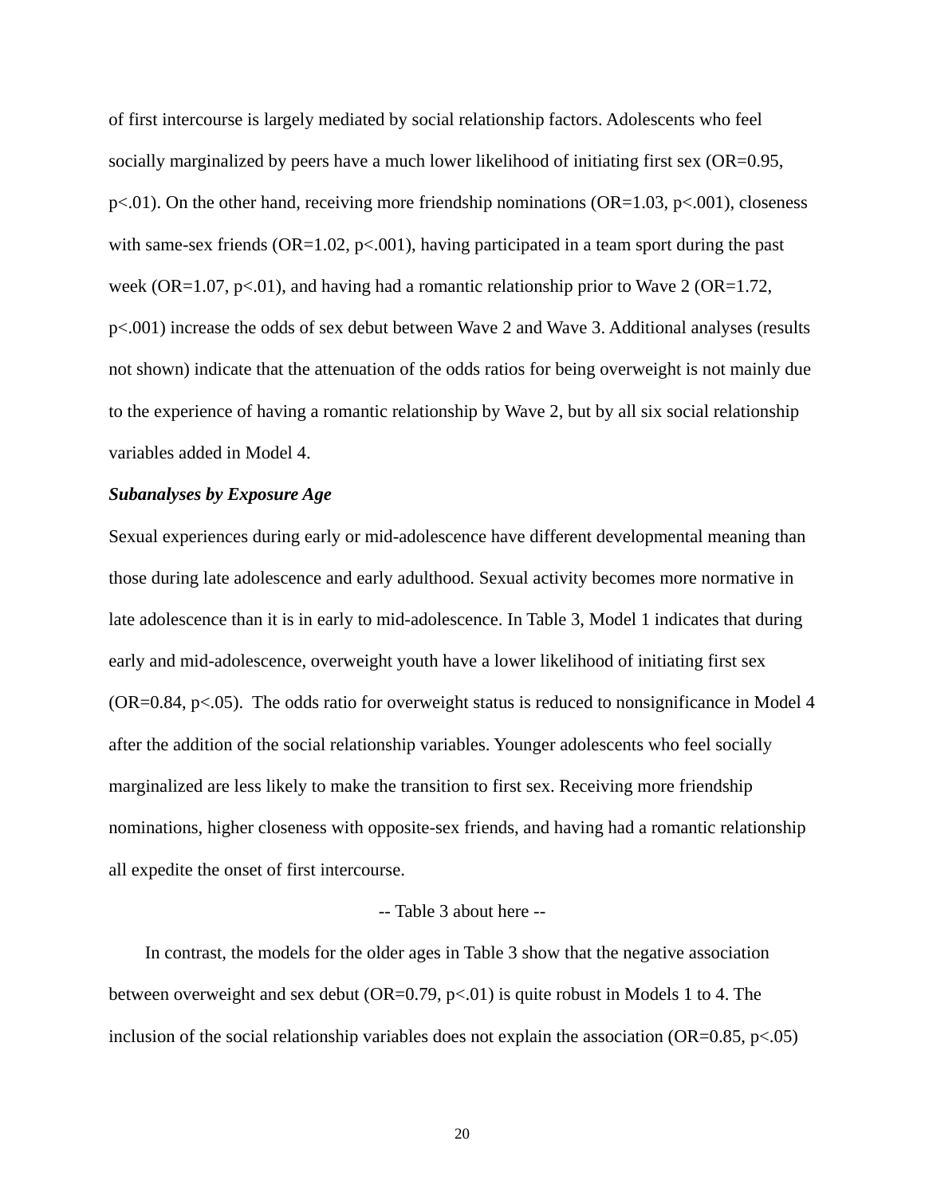of first intercourse is largely mediated by social relationship factors. Adolescents who feel socially marginalized by peers have a much lower likelihood of initiating first sex (OR=0.95, $p<.01$). On the other hand, receiving more friendship nominations (OR=1.03, $p<.001$), closeness with same-sex friends (OR=1.02, $p<.001$), having participated in a team sport during the past week (OR=1.07, $p<.01$), and having had a romantic relationship prior to Wave 2 (OR=1.72, $p<.001$) increase the odds of sex debut between Wave 2 and Wave 3. Additional analyses (results not shown) indicate that the attenuation of the odds ratios for being overweight is not mainly due to the experience of having a romantic relationship by Wave 2, but by all six social relationship variables added in Model 4.

***Subanalyses by Exposure Age***

Sexual experiences during early or mid-adolescence have different developmental meaning than those during late adolescence and early adulthood. Sexual activity becomes more normative in late adolescence than it is in early to mid-adolescence. In Table 3, Model 1 indicates that during early and mid-adolescence, overweight youth have a lower likelihood of initiating first sex (OR=0.84, $p<.05$). The odds ratio for overweight status is reduced to nonsignificance in Model 4 after the addition of the social relationship variables. Younger adolescents who feel socially marginalized are less likely to make the transition to first sex. Receiving more friendship nominations, higher closeness with opposite-sex friends, and having had a romantic relationship all expedite the onset of first intercourse.

-- Table 3 about here --

In contrast, the models for the older ages in Table 3 show that the negative association between overweight and sex debut (OR=0.79, $p<.01$) is quite robust in Models 1 to 4. The inclusion of the social relationship variables does not explain the association (OR=0.85, $p<.05$)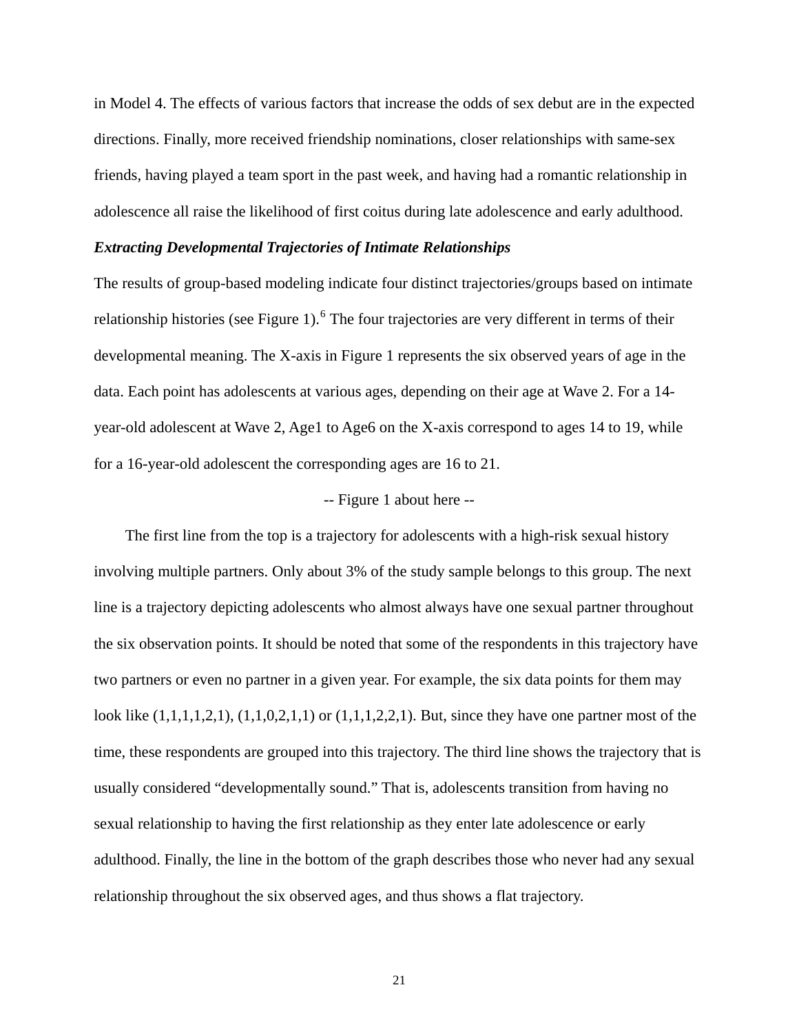in Model 4. The effects of various factors that increase the odds of sex debut are in the expected directions. Finally, more received friendship nominations, closer relationships with same-sex friends, having played a team sport in the past week, and having had a romantic relationship in adolescence all raise the likelihood of first coitus during late adolescence and early adulthood.

***Extracting Developmental Trajectories of Intimate Relationships***

The results of group-based modeling indicate four distinct trajectories/groups based on intimate relationship histories (see Figure 1).[6] The four trajectories are very different in terms of their developmental meaning. The X-axis in Figure 1 represents the six observed years of age in the data. Each point has adolescents at various ages, depending on their age at Wave 2. For a 14-year-old adolescent at Wave 2, Age1 to Age6 on the X-axis correspond to ages 14 to 19, while for a 16-year-old adolescent the corresponding ages are 16 to 21.

-- Figure 1 about here --

The first line from the top is a trajectory for adolescents with a high-risk sexual history involving multiple partners. Only about 3% of the study sample belongs to this group. The next line is a trajectory depicting adolescents who almost always have one sexual partner throughout the six observation points. It should be noted that some of the respondents in this trajectory have two partners or even no partner in a given year. For example, the six data points for them may look like (1,1,1,1,2,1), (1,1,0,2,1,1) or (1,1,1,2,2,1). But, since they have one partner most of the time, these respondents are grouped into this trajectory. The third line shows the trajectory that is usually considered "developmentally sound." That is, adolescents transition from having no sexual relationship to having the first relationship as they enter late adolescence or early adulthood. Finally, the line in the bottom of the graph describes those who never had any sexual relationship throughout the six observed ages, and thus shows a flat trajectory.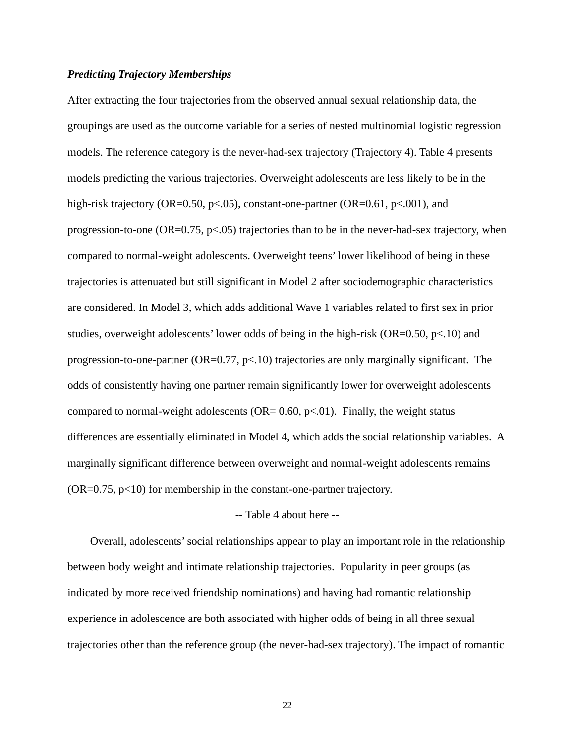***Predicting Trajectory Memberships***

After extracting the four trajectories from the observed annual sexual relationship data, the groupings are used as the outcome variable for a series of nested multinomial logistic regression models. The reference category is the never-had-sex trajectory (Trajectory 4). Table 4 presents models predicting the various trajectories. Overweight adolescents are less likely to be in the high-risk trajectory (OR=0.50, p<.05), constant-one-partner (OR=0.61, p<.001), and progression-to-one (OR=0.75, p<.05) trajectories than to be in the never-had-sex trajectory, when compared to normal-weight adolescents. Overweight teens' lower likelihood of being in these trajectories is attenuated but still significant in Model 2 after sociodemographic characteristics are considered. In Model 3, which adds additional Wave 1 variables related to first sex in prior studies, overweight adolescents' lower odds of being in the high-risk (OR=0.50, p<.10) and progression-to-one-partner (OR=0.77, p<.10) trajectories are only marginally significant. The odds of consistently having one partner remain significantly lower for overweight adolescents compared to normal-weight adolescents (OR= 0.60, p<.01). Finally, the weight status differences are essentially eliminated in Model 4, which adds the social relationship variables. A marginally significant difference between overweight and normal-weight adolescents remains (OR=0.75, p<10) for membership in the constant-one-partner trajectory.

-- Table 4 about here --

Overall, adolescents' social relationships appear to play an important role in the relationship between body weight and intimate relationship trajectories. Popularity in peer groups (as indicated by more received friendship nominations) and having had romantic relationship experience in adolescence are both associated with higher odds of being in all three sexual trajectories other than the reference group (the never-had-sex trajectory). The impact of romantic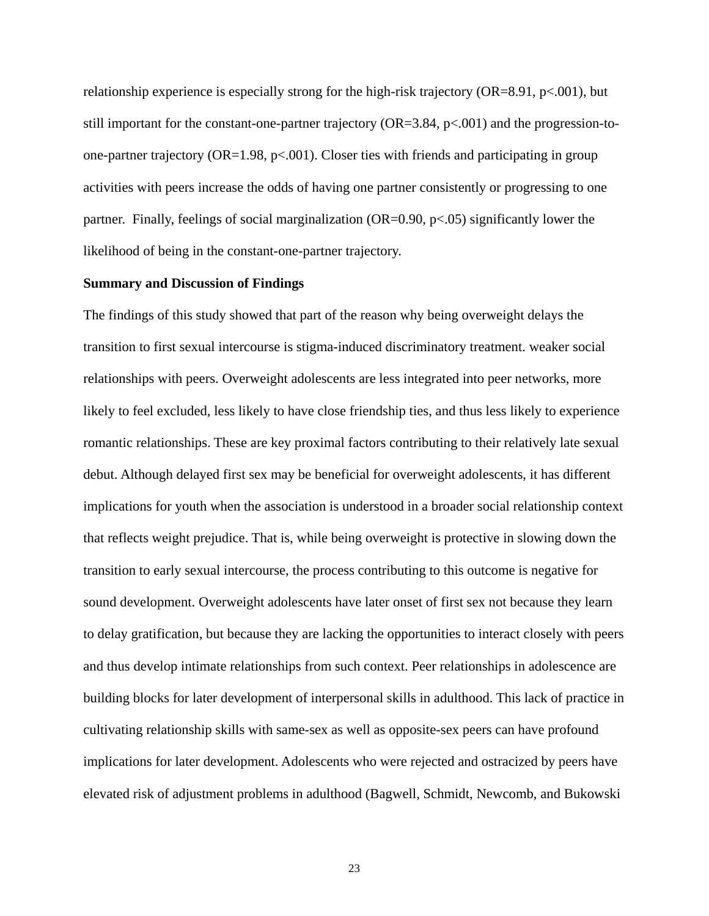relationship experience is especially strong for the high-risk trajectory (OR=8.91, p<.001), but still important for the constant-one-partner trajectory (OR=3.84, p<.001) and the progression-to-one-partner trajectory (OR=1.98, p<.001). Closer ties with friends and participating in group activities with peers increase the odds of having one partner consistently or progressing to one partner. Finally, feelings of social marginalization (OR=0.90, p<.05) significantly lower the likelihood of being in the constant-one-partner trajectory.

**Summary and Discussion of Findings**

The findings of this study showed that part of the reason why being overweight delays the transition to first sexual intercourse is stigma-induced discriminatory treatment. weaker social relationships with peers. Overweight adolescents are less integrated into peer networks, more likely to feel excluded, less likely to have close friendship ties, and thus less likely to experience romantic relationships. These are key proximal factors contributing to their relatively late sexual debut. Although delayed first sex may be beneficial for overweight adolescents, it has different implications for youth when the association is understood in a broader social relationship context that reflects weight prejudice. That is, while being overweight is protective in slowing down the transition to early sexual intercourse, the process contributing to this outcome is negative for sound development. Overweight adolescents have later onset of first sex not because they learn to delay gratification, but because they are lacking the opportunities to interact closely with peers and thus develop intimate relationships from such context. Peer relationships in adolescence are building blocks for later development of interpersonal skills in adulthood. This lack of practice in cultivating relationship skills with same-sex as well as opposite-sex peers can have profound implications for later development. Adolescents who were rejected and ostracized by peers have elevated risk of adjustment problems in adulthood (Bagwell, Schmidt, Newcomb, and Bukowski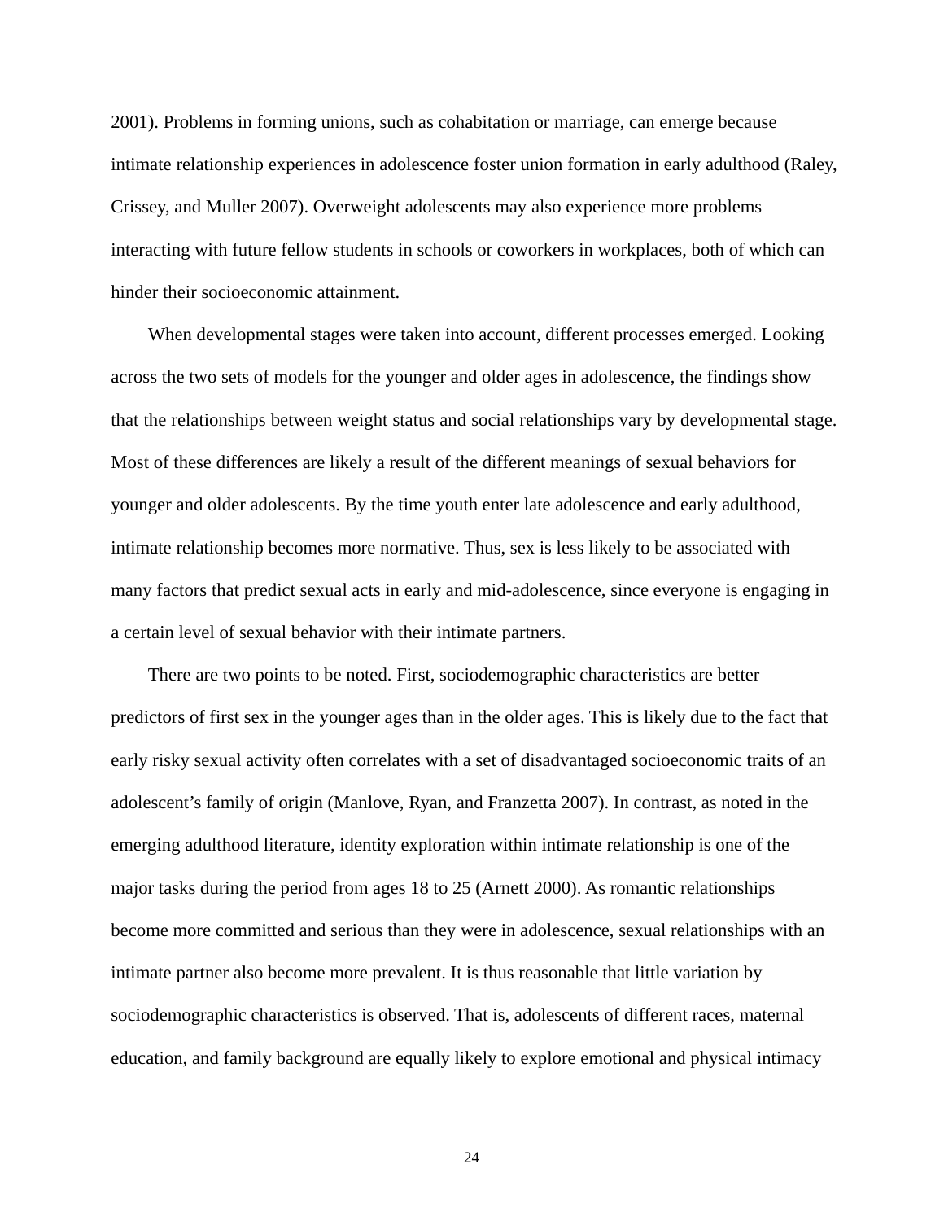2001). Problems in forming unions, such as cohabitation or marriage, can emerge because intimate relationship experiences in adolescence foster union formation in early adulthood (Raley, Crissey, and Muller 2007). Overweight adolescents may also experience more problems interacting with future fellow students in schools or coworkers in workplaces, both of which can hinder their socioeconomic attainment.

When developmental stages were taken into account, different processes emerged. Looking across the two sets of models for the younger and older ages in adolescence, the findings show that the relationships between weight status and social relationships vary by developmental stage. Most of these differences are likely a result of the different meanings of sexual behaviors for younger and older adolescents. By the time youth enter late adolescence and early adulthood, intimate relationship becomes more normative. Thus, sex is less likely to be associated with many factors that predict sexual acts in early and mid-adolescence, since everyone is engaging in a certain level of sexual behavior with their intimate partners.

There are two points to be noted. First, sociodemographic characteristics are better predictors of first sex in the younger ages than in the older ages. This is likely due to the fact that early risky sexual activity often correlates with a set of disadvantaged socioeconomic traits of an adolescent's family of origin (Manlove, Ryan, and Franzetta 2007). In contrast, as noted in the emerging adulthood literature, identity exploration within intimate relationship is one of the major tasks during the period from ages 18 to 25 (Arnett 2000). As romantic relationships become more committed and serious than they were in adolescence, sexual relationships with an intimate partner also become more prevalent. It is thus reasonable that little variation by sociodemographic characteristics is observed. That is, adolescents of different races, maternal education, and family background are equally likely to explore emotional and physical intimacy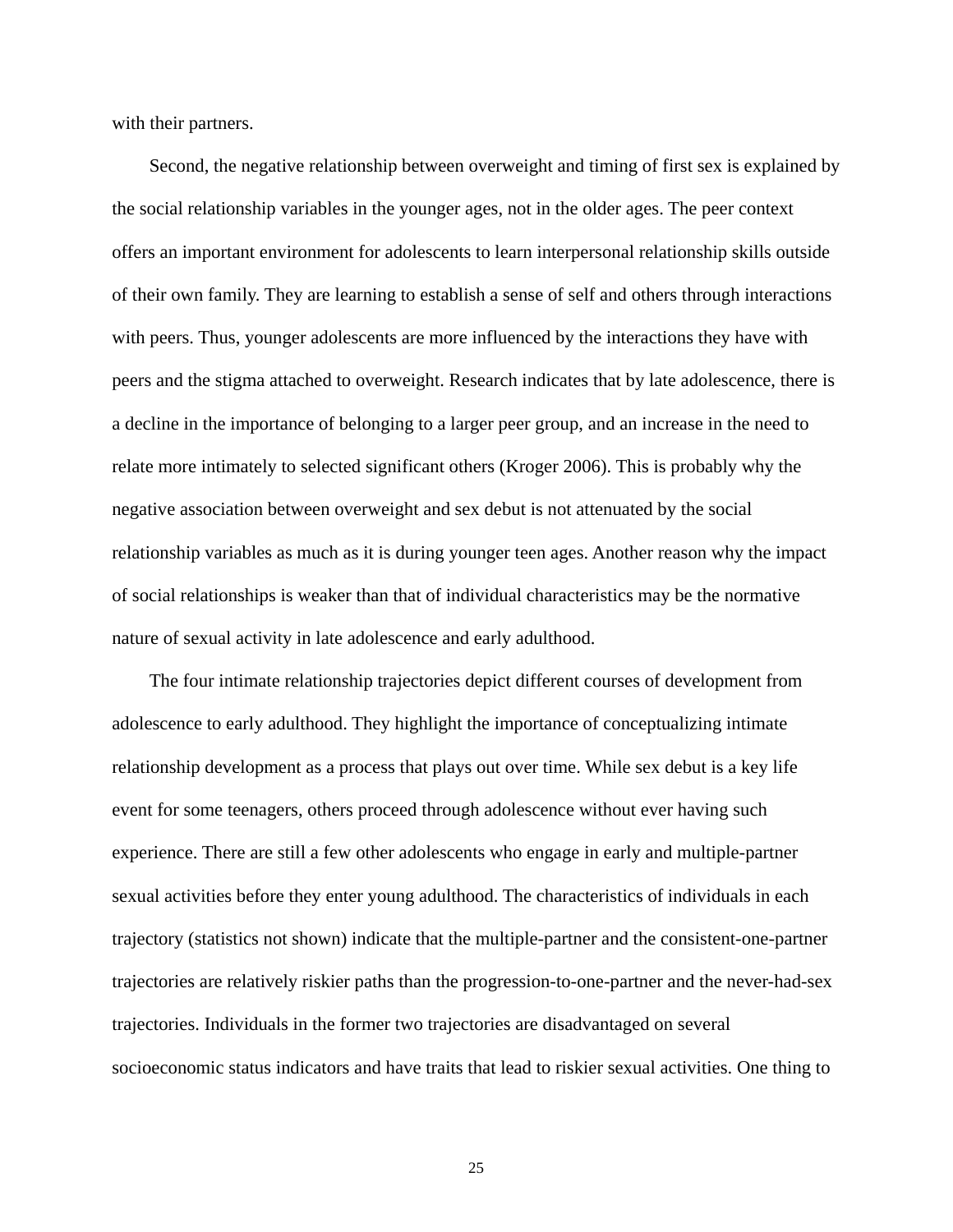with their partners.

Second, the negative relationship between overweight and timing of first sex is explained by the social relationship variables in the younger ages, not in the older ages. The peer context offers an important environment for adolescents to learn interpersonal relationship skills outside of their own family. They are learning to establish a sense of self and others through interactions with peers. Thus, younger adolescents are more influenced by the interactions they have with peers and the stigma attached to overweight. Research indicates that by late adolescence, there is a decline in the importance of belonging to a larger peer group, and an increase in the need to relate more intimately to selected significant others (Kroger 2006). This is probably why the negative association between overweight and sex debut is not attenuated by the social relationship variables as much as it is during younger teen ages. Another reason why the impact of social relationships is weaker than that of individual characteristics may be the normative nature of sexual activity in late adolescence and early adulthood.

The four intimate relationship trajectories depict different courses of development from adolescence to early adulthood. They highlight the importance of conceptualizing intimate relationship development as a process that plays out over time. While sex debut is a key life event for some teenagers, others proceed through adolescence without ever having such experience. There are still a few other adolescents who engage in early and multiple-partner sexual activities before they enter young adulthood. The characteristics of individuals in each trajectory (statistics not shown) indicate that the multiple-partner and the consistent-one-partner trajectories are relatively riskier paths than the progression-to-one-partner and the never-had-sex trajectories. Individuals in the former two trajectories are disadvantaged on several socioeconomic status indicators and have traits that lead to riskier sexual activities. One thing to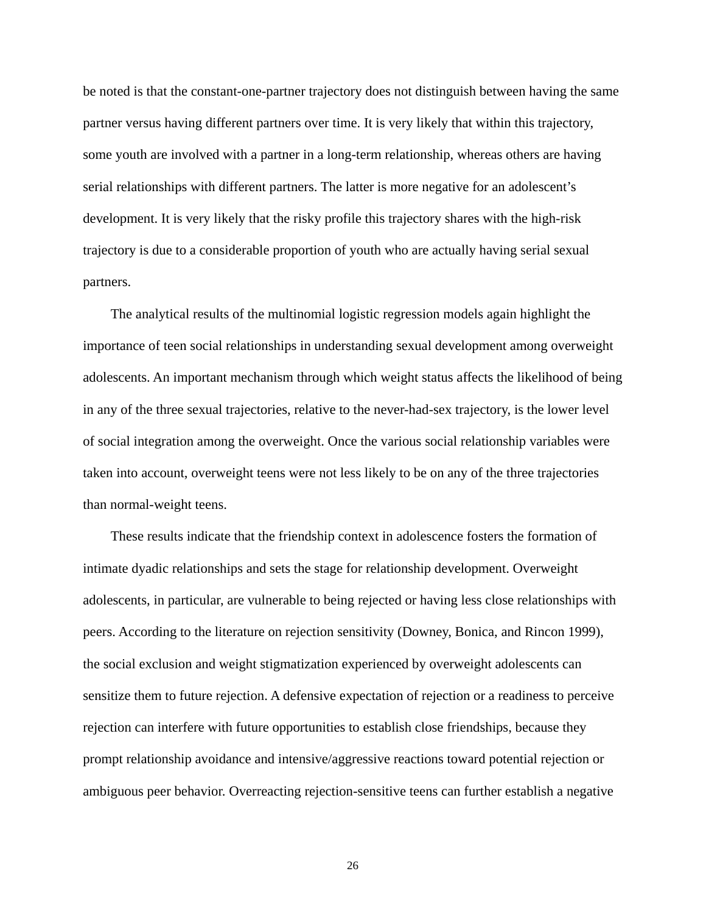be noted is that the constant-one-partner trajectory does not distinguish between having the same partner versus having different partners over time. It is very likely that within this trajectory, some youth are involved with a partner in a long-term relationship, whereas others are having serial relationships with different partners. The latter is more negative for an adolescent's development. It is very likely that the risky profile this trajectory shares with the high-risk trajectory is due to a considerable proportion of youth who are actually having serial sexual partners.

The analytical results of the multinomial logistic regression models again highlight the importance of teen social relationships in understanding sexual development among overweight adolescents. An important mechanism through which weight status affects the likelihood of being in any of the three sexual trajectories, relative to the never-had-sex trajectory, is the lower level of social integration among the overweight. Once the various social relationship variables were taken into account, overweight teens were not less likely to be on any of the three trajectories than normal-weight teens.

These results indicate that the friendship context in adolescence fosters the formation of intimate dyadic relationships and sets the stage for relationship development. Overweight adolescents, in particular, are vulnerable to being rejected or having less close relationships with peers. According to the literature on rejection sensitivity (Downey, Bonica, and Rincon 1999), the social exclusion and weight stigmatization experienced by overweight adolescents can sensitize them to future rejection. A defensive expectation of rejection or a readiness to perceive rejection can interfere with future opportunities to establish close friendships, because they prompt relationship avoidance and intensive/aggressive reactions toward potential rejection or ambiguous peer behavior. Overreacting rejection-sensitive teens can further establish a negative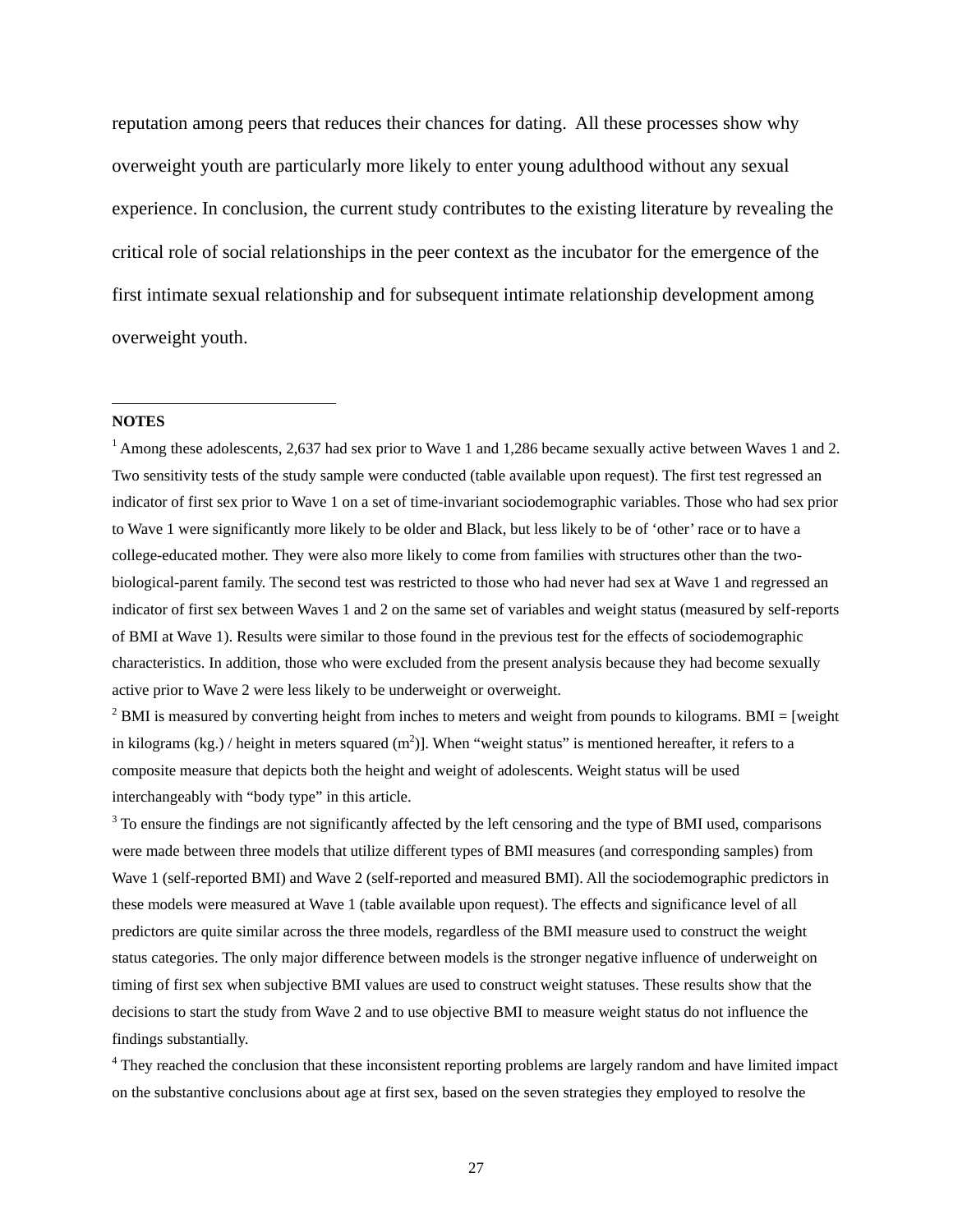reputation among peers that reduces their chances for dating. All these processes show why overweight youth are particularly more likely to enter young adulthood without any sexual experience. In conclusion, the current study contributes to the existing literature by revealing the critical role of social relationships in the peer context as the incubator for the emergence of the first intimate sexual relationship and for subsequent intimate relationship development among overweight youth.

---

**NOTES**

[1] Among these adolescents, 2,637 had sex prior to Wave 1 and 1,286 became sexually active between Waves 1 and 2. Two sensitivity tests of the study sample were conducted (table available upon request). The first test regressed an indicator of first sex prior to Wave 1 on a set of time-invariant sociodemographic variables. Those who had sex prior to Wave 1 were significantly more likely to be older and Black, but less likely to be of 'other' race or to have a college-educated mother. They were also more likely to come from families with structures other than the two-biological-parent family. The second test was restricted to those who had never had sex at Wave 1 and regressed an indicator of first sex between Waves 1 and 2 on the same set of variables and weight status (measured by self-reports of BMI at Wave 1). Results were similar to those found in the previous test for the effects of sociodemographic characteristics. In addition, those who were excluded from the present analysis because they had become sexually active prior to Wave 2 were less likely to be underweight or overweight.

[2] BMI is measured by converting height from inches to meters and weight from pounds to kilograms. BMI = [weight in kilograms (kg.) / height in meters squared ($m^2$)]. When "weight status" is mentioned hereafter, it refers to a composite measure that depicts both the height and weight of adolescents. Weight status will be used interchangeably with "body type" in this article.

[3] To ensure the findings are not significantly affected by the left censoring and the type of BMI used, comparisons were made between three models that utilize different types of BMI measures (and corresponding samples) from Wave 1 (self-reported BMI) and Wave 2 (self-reported and measured BMI). All the sociodemographic predictors in these models were measured at Wave 1 (table available upon request). The effects and significance level of all predictors are quite similar across the three models, regardless of the BMI measure used to construct the weight status categories. The only major difference between models is the stronger negative influence of underweight on timing of first sex when subjective BMI values are used to construct weight statuses. These results show that the decisions to start the study from Wave 2 and to use objective BMI to measure weight status do not influence the findings substantially.

[4] They reached the conclusion that these inconsistent reporting problems are largely random and have limited impact on the substantive conclusions about age at first sex, based on the seven strategies they employed to resolve the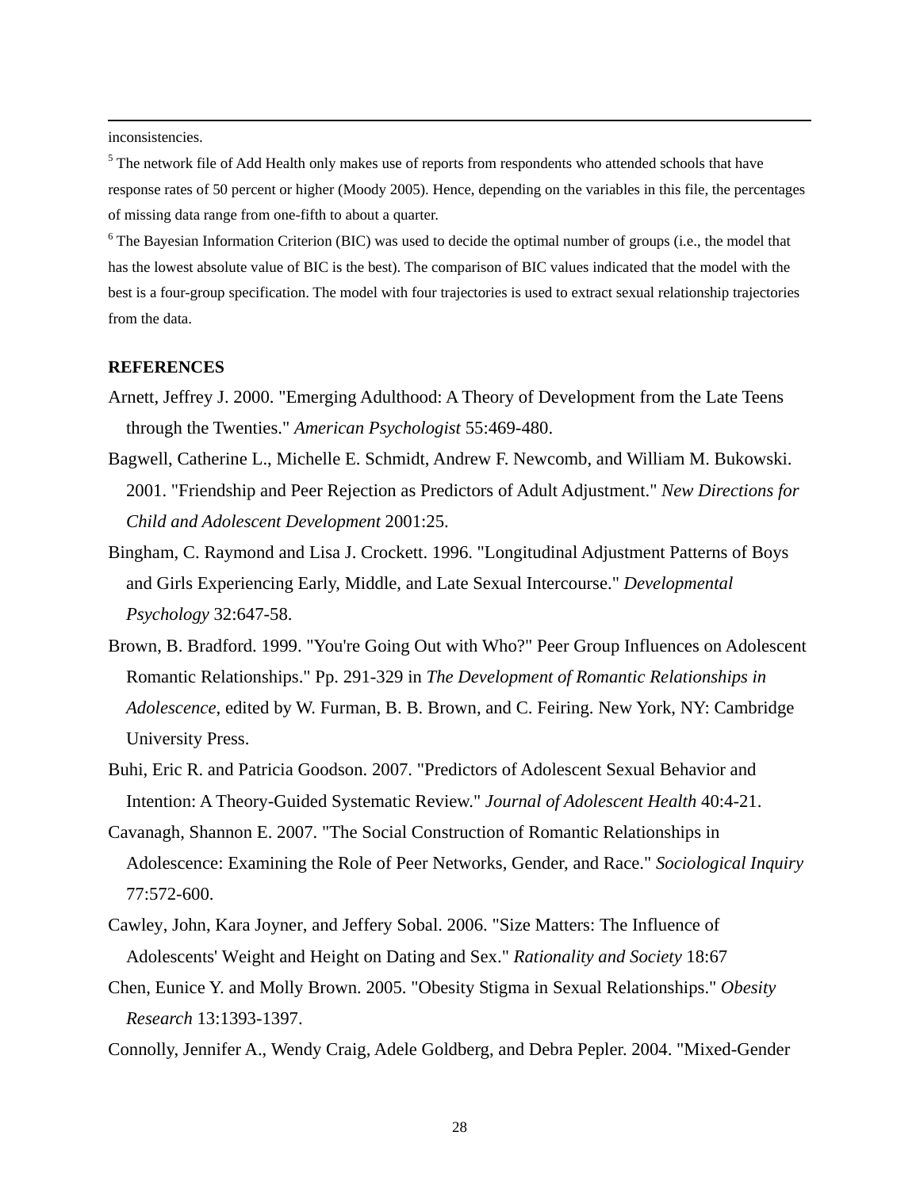inconsistencies.

[5] The network file of Add Health only makes use of reports from respondents who attended schools that have response rates of 50 percent or higher (Moody 2005). Hence, depending on the variables in this file, the percentages of missing data range from one-fifth to about a quarter.

[6] The Bayesian Information Criterion (BIC) was used to decide the optimal number of groups (i.e., the model that has the lowest absolute value of BIC is the best). The comparison of BIC values indicated that the model with the best is a four-group specification. The model with four trajectories is used to extract sexual relationship trajectories from the data.

## REFERENCES

Arnett, Jeffrey J. 2000. "Emerging Adulthood: A Theory of Development from the Late Teens through the Twenties." *American Psychologist* 55:469-480.

Bagwell, Catherine L., Michelle E. Schmidt, Andrew F. Newcomb, and William M. Bukowski. 2001. "Friendship and Peer Rejection as Predictors of Adult Adjustment." *New Directions for Child and Adolescent Development* 2001:25.

Bingham, C. Raymond and Lisa J. Crockett. 1996. "Longitudinal Adjustment Patterns of Boys and Girls Experiencing Early, Middle, and Late Sexual Intercourse." *Developmental Psychology* 32:647-58.

Brown, B. Bradford. 1999. "You're Going Out with Who?" Peer Group Influences on Adolescent Romantic Relationships." Pp. 291-329 in *The Development of Romantic Relationships in Adolescence*, edited by W. Furman, B. B. Brown, and C. Feiring. New York, NY: Cambridge University Press.

Buhi, Eric R. and Patricia Goodson. 2007. "Predictors of Adolescent Sexual Behavior and Intention: A Theory-Guided Systematic Review." *Journal of Adolescent Health* 40:4-21.

Cavanagh, Shannon E. 2007. "The Social Construction of Romantic Relationships in Adolescence: Examining the Role of Peer Networks, Gender, and Race." *Sociological Inquiry* 77:572-600.

Cawley, John, Kara Joyner, and Jeffery Sobal. 2006. "Size Matters: The Influence of Adolescents' Weight and Height on Dating and Sex." *Rationality and Society* 18:67

Chen, Eunice Y. and Molly Brown. 2005. "Obesity Stigma in Sexual Relationships." *Obesity Research* 13:1393-1397.

Connolly, Jennifer A., Wendy Craig, Adele Goldberg, and Debra Pepler. 2004. "Mixed-Gender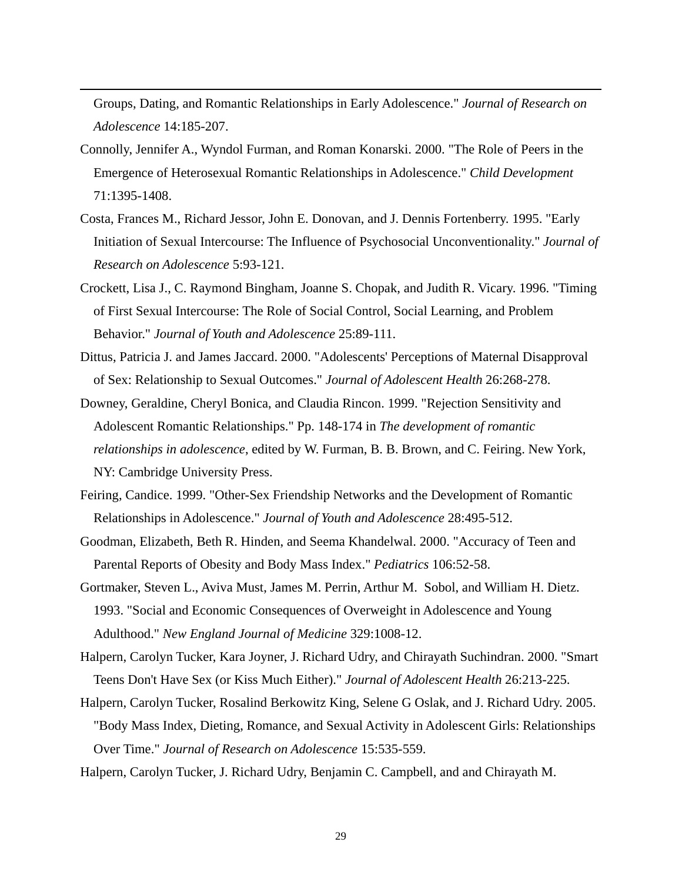Groups, Dating, and Romantic Relationships in Early Adolescence." *Journal of Research on Adolescence* 14:185-207.

Connolly, Jennifer A., Wyndol Furman, and Roman Konarski. 2000. "The Role of Peers in the Emergence of Heterosexual Romantic Relationships in Adolescence." *Child Development* 71:1395-1408.

Costa, Frances M., Richard Jessor, John E. Donovan, and J. Dennis Fortenberry. 1995. "Early Initiation of Sexual Intercourse: The Influence of Psychosocial Unconventionality." *Journal of Research on Adolescence* 5:93-121.

Crockett, Lisa J., C. Raymond Bingham, Joanne S. Chopak, and Judith R. Vicary. 1996. "Timing of First Sexual Intercourse: The Role of Social Control, Social Learning, and Problem Behavior." *Journal of Youth and Adolescence* 25:89-111.

Dittus, Patricia J. and James Jaccard. 2000. "Adolescents' Perceptions of Maternal Disapproval of Sex: Relationship to Sexual Outcomes." *Journal of Adolescent Health* 26:268-278.

Downey, Geraldine, Cheryl Bonica, and Claudia Rincon. 1999. "Rejection Sensitivity and Adolescent Romantic Relationships." Pp. 148-174 in *The development of romantic relationships in adolescence*, edited by W. Furman, B. B. Brown, and C. Feiring. New York, NY: Cambridge University Press.

Feiring, Candice. 1999. "Other-Sex Friendship Networks and the Development of Romantic Relationships in Adolescence." *Journal of Youth and Adolescence* 28:495-512.

Goodman, Elizabeth, Beth R. Hinden, and Seema Khandelwal. 2000. "Accuracy of Teen and Parental Reports of Obesity and Body Mass Index." *Pediatrics* 106:52-58.

Gortmaker, Steven L., Aviva Must, James M. Perrin, Arthur M. Sobol, and William H. Dietz. 1993. "Social and Economic Consequences of Overweight in Adolescence and Young Adulthood." *New England Journal of Medicine* 329:1008-12.

Halpern, Carolyn Tucker, Kara Joyner, J. Richard Udry, and Chirayath Suchindran. 2000. "Smart Teens Don't Have Sex (or Kiss Much Either)." *Journal of Adolescent Health* 26:213-225.

Halpern, Carolyn Tucker, Rosalind Berkowitz King, Selene G Oslak, and J. Richard Udry. 2005. "Body Mass Index, Dieting, Romance, and Sexual Activity in Adolescent Girls: Relationships Over Time." *Journal of Research on Adolescence* 15:535-559.

Halpern, Carolyn Tucker, J. Richard Udry, Benjamin C. Campbell, and and Chirayath M.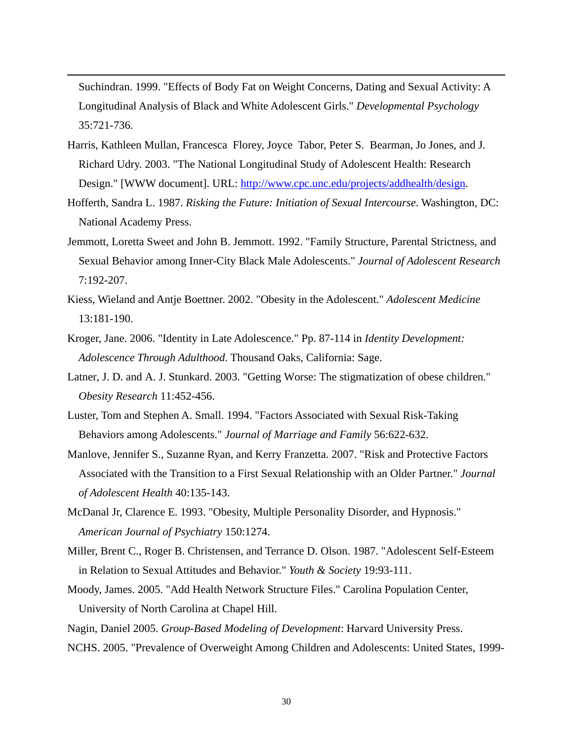Suchindran. 1999. "Effects of Body Fat on Weight Concerns, Dating and Sexual Activity: A Longitudinal Analysis of Black and White Adolescent Girls." *Developmental Psychology* 35:721-736.

Harris, Kathleen Mullan, Francesca Florey, Joyce Tabor, Peter S. Bearman, Jo Jones, and J. Richard Udry. 2003. "The National Longitudinal Study of Adolescent Health: Research Design." [WWW document]. URL: http://www.cpc.unc.edu/projects/addhealth/design.

Hofferth, Sandra L. 1987. *Risking the Future: Initiation of Sexual Intercourse*. Washington, DC: National Academy Press.

Jemmott, Loretta Sweet and John B. Jemmott. 1992. "Family Structure, Parental Strictness, and Sexual Behavior among Inner-City Black Male Adolescents." *Journal of Adolescent Research* 7:192-207.

Kiess, Wieland and Antje Boettner. 2002. "Obesity in the Adolescent." *Adolescent Medicine* 13:181-190.

Kroger, Jane. 2006. "Identity in Late Adolescence." Pp. 87-114 in *Identity Development: Adolescence Through Adulthood*. Thousand Oaks, California: Sage.

Latner, J. D. and A. J. Stunkard. 2003. "Getting Worse: The stigmatization of obese children." *Obesity Research* 11:452-456.

Luster, Tom and Stephen A. Small. 1994. "Factors Associated with Sexual Risk-Taking Behaviors among Adolescents." *Journal of Marriage and Family* 56:622-632.

Manlove, Jennifer S., Suzanne Ryan, and Kerry Franzetta. 2007. "Risk and Protective Factors Associated with the Transition to a First Sexual Relationship with an Older Partner." *Journal of Adolescent Health* 40:135-143.

McDanal Jr, Clarence E. 1993. "Obesity, Multiple Personality Disorder, and Hypnosis." *American Journal of Psychiatry* 150:1274.

Miller, Brent C., Roger B. Christensen, and Terrance D. Olson. 1987. "Adolescent Self-Esteem in Relation to Sexual Attitudes and Behavior." *Youth & Society* 19:93-111.

Moody, James. 2005. "Add Health Network Structure Files." Carolina Population Center, University of North Carolina at Chapel Hill.

Nagin, Daniel 2005. *Group-Based Modeling of Development*: Harvard University Press.

NCHS. 2005. "Prevalence of Overweight Among Children and Adolescents: United States, 1999-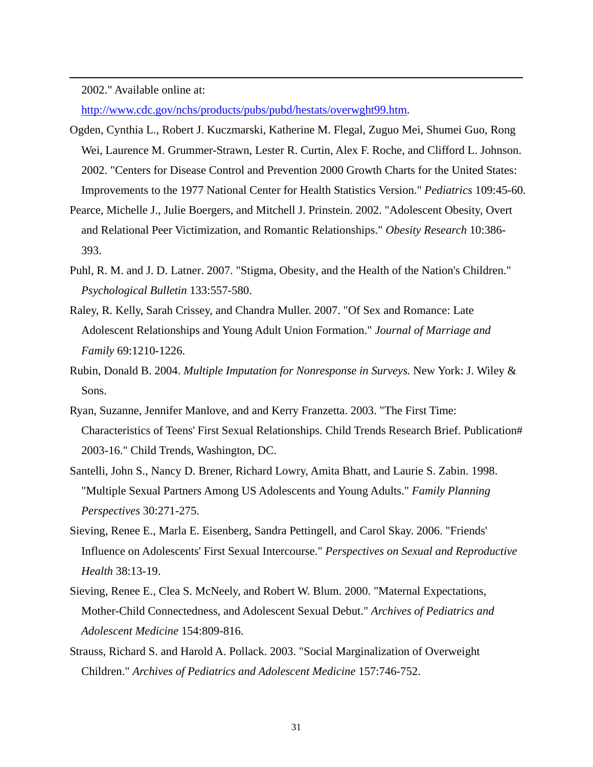2002." Available online at: http://www.cdc.gov/nchs/products/pubs/pubd/hestats/overwght99.htm.

Ogden, Cynthia L., Robert J. Kuczmarski, Katherine M. Flegal, Zuguo Mei, Shumei Guo, Rong Wei, Laurence M. Grummer-Strawn, Lester R. Curtin, Alex F. Roche, and Clifford L. Johnson. 2002. "Centers for Disease Control and Prevention 2000 Growth Charts for the United States: Improvements to the 1977 National Center for Health Statistics Version." *Pediatrics* 109:45-60.

Pearce, Michelle J., Julie Boergers, and Mitchell J. Prinstein. 2002. "Adolescent Obesity, Overt and Relational Peer Victimization, and Romantic Relationships." *Obesity Research* 10:386-393.

Puhl, R. M. and J. D. Latner. 2007. "Stigma, Obesity, and the Health of the Nation's Children." *Psychological Bulletin* 133:557-580.

Raley, R. Kelly, Sarah Crissey, and Chandra Muller. 2007. "Of Sex and Romance: Late Adolescent Relationships and Young Adult Union Formation." *Journal of Marriage and Family* 69:1210-1226.

Rubin, Donald B. 2004. *Multiple Imputation for Nonresponse in Surveys.* New York: J. Wiley & Sons.

Ryan, Suzanne, Jennifer Manlove, and and Kerry Franzetta. 2003. "The First Time: Characteristics of Teens' First Sexual Relationships. Child Trends Research Brief. Publication# 2003-16." Child Trends, Washington, DC.

Santelli, John S., Nancy D. Brener, Richard Lowry, Amita Bhatt, and Laurie S. Zabin. 1998. "Multiple Sexual Partners Among US Adolescents and Young Adults." *Family Planning Perspectives* 30:271-275.

Sieving, Renee E., Marla E. Eisenberg, Sandra Pettingell, and Carol Skay. 2006. "Friends' Influence on Adolescents' First Sexual Intercourse." *Perspectives on Sexual and Reproductive Health* 38:13-19.

Sieving, Renee E., Clea S. McNeely, and Robert W. Blum. 2000. "Maternal Expectations, Mother-Child Connectedness, and Adolescent Sexual Debut." *Archives of Pediatrics and Adolescent Medicine* 154:809-816.

Strauss, Richard S. and Harold A. Pollack. 2003. "Social Marginalization of Overweight Children." *Archives of Pediatrics and Adolescent Medicine* 157:746-752.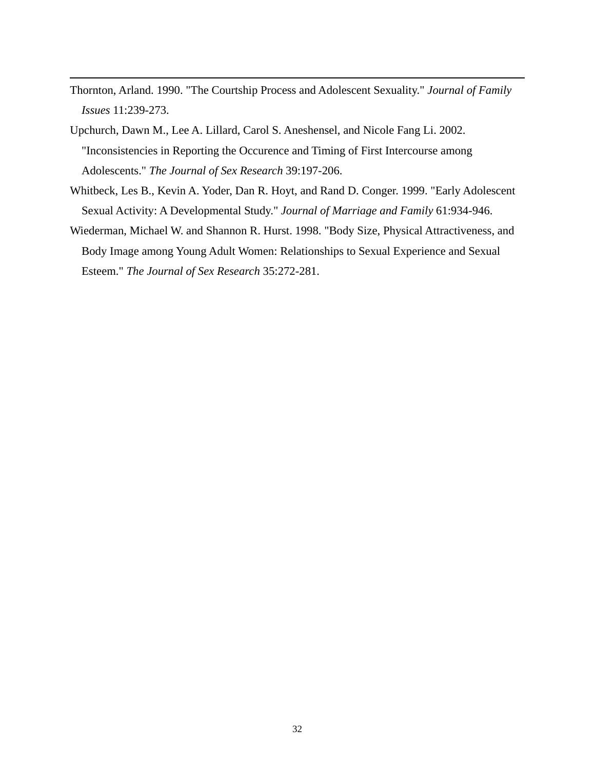Thornton, Arland. 1990. "The Courtship Process and Adolescent Sexuality." *Journal of Family Issues* 11:239-273.

Upchurch, Dawn M., Lee A. Lillard, Carol S. Aneshensel, and Nicole Fang Li. 2002. "Inconsistencies in Reporting the Occurence and Timing of First Intercourse among Adolescents." *The Journal of Sex Research* 39:197-206.

Whitbeck, Les B., Kevin A. Yoder, Dan R. Hoyt, and Rand D. Conger. 1999. "Early Adolescent Sexual Activity: A Developmental Study." *Journal of Marriage and Family* 61:934-946.

Wiederman, Michael W. and Shannon R. Hurst. 1998. "Body Size, Physical Attractiveness, and Body Image among Young Adult Women: Relationships to Sexual Experience and Sexual Esteem." *The Journal of Sex Research* 35:272-281.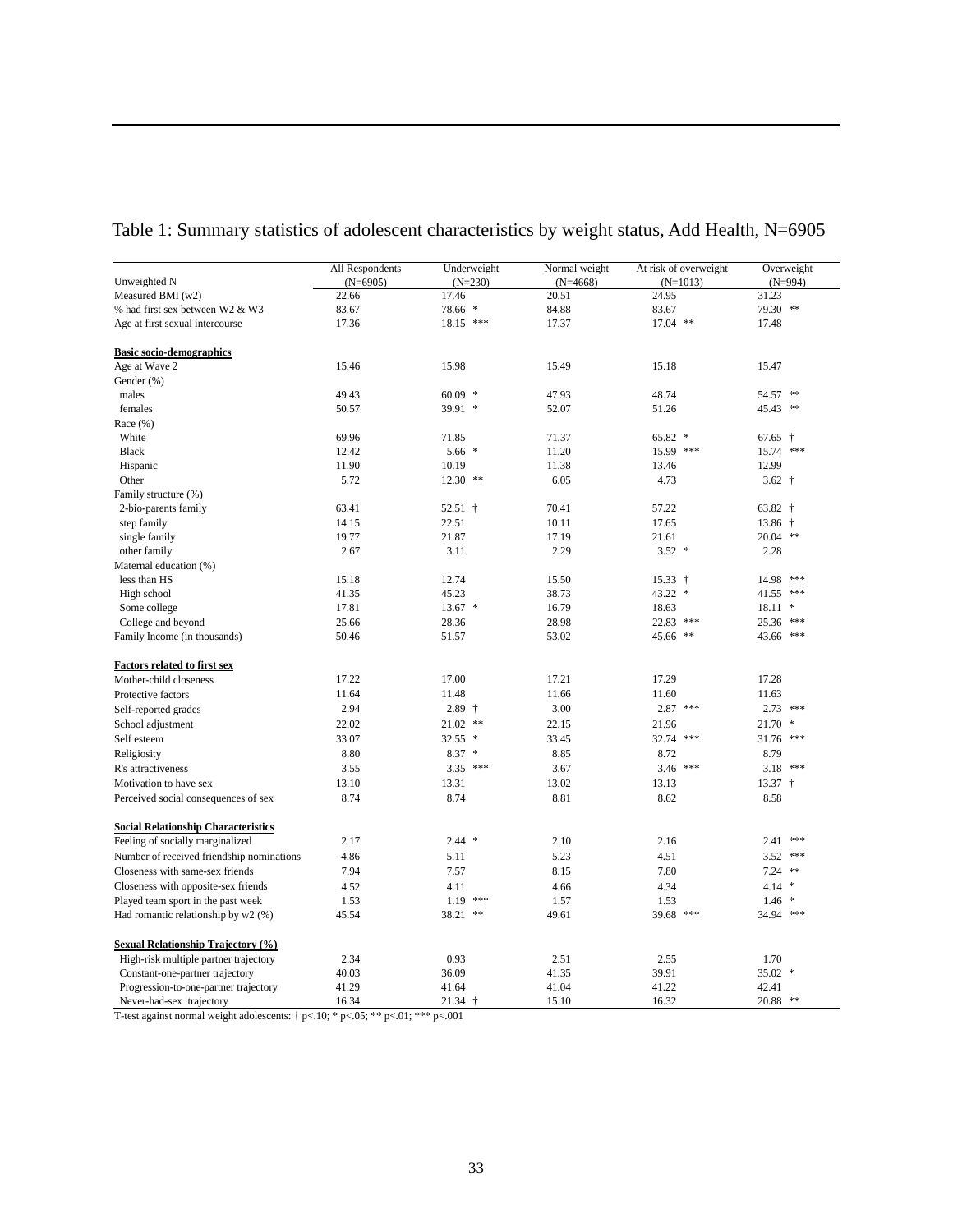# Table 1: Summary statistics of adolescent characteristics by weight status, Add Health, N=6905

| Unweighted N | All Respondents (N=6905) | Underweight (N=230) | Normal weight (N=4668) | At risk of overweight (N=1013) | Overweight (N=994) |
|---|---|---|---|---|---|
| Measured BMI (w2) | 22.66 | 17.46 | 20.51 | 24.95 | 31.23 |
| % had first sex between W2 & W3 | 83.67 | 78.66 * | 84.88 | 83.67 | 79.30 ** |
| Age at first sexual intercourse | 17.36 | 18.15 *** | 17.37 | 17.04 ** | 17.48 |
| **Basic socio-demographics** | | | | | |
| Age at Wave 2 | 15.46 | 15.98 | 15.49 | 15.18 | 15.47 |
| Gender (%) | | | | | |
| males | 49.43 | 60.09 * | 47.93 | 48.74 | 54.57 ** |
| females | 50.57 | 39.91 * | 52.07 | 51.26 | 45.43 ** |
| Race (%) | | | | | |
| White | 69.96 | 71.85 | 71.37 | 65.82 * | 67.65 † |
| Black | 12.42 | 5.66 * | 11.20 | 15.99 *** | 15.74 *** |
| Hispanic | 11.90 | 10.19 | 11.38 | 13.46 | 12.99 |
| Other | 5.72 | 12.30 ** | 6.05 | 4.73 | 3.62 † |
| Family structure (%) | | | | | |
| 2-bio-parents family | 63.41 | 52.51 † | 70.41 | 57.22 | 63.82 † |
| step family | 14.15 | 22.51 | 10.11 | 17.65 | 13.86 † |
| single family | 19.77 | 21.87 | 17.19 | 21.61 | 20.04 ** |
| other family | 2.67 | 3.11 | 2.29 | 3.52 * | 2.28 |
| Maternal education (%) | | | | | |
| less than HS | 15.18 | 12.74 | 15.50 | 15.33 † | 14.98 *** |
| High school | 41.35 | 45.23 | 38.73 | 43.22 * | 41.55 *** |
| Some college | 17.81 | 13.67 * | 16.79 | 18.63 | 18.11 * |
| College and beyond | 25.66 | 28.36 | 28.98 | 22.83 *** | 25.36 *** |
| Family Income (in thousands) | 50.46 | 51.57 | 53.02 | 45.66 ** | 43.66 *** |
| **Factors related to first sex** | | | | | |
| Mother-child closeness | 17.22 | 17.00 | 17.21 | 17.29 | 17.28 |
| Protective factors | 11.64 | 11.48 | 11.66 | 11.60 | 11.63 |
| Self-reported grades | 2.94 | 2.89 † | 3.00 | 2.87 *** | 2.73 *** |
| School adjustment | 22.02 | 21.02 ** | 22.15 | 21.96 | 21.70 * |
| Self esteem | 33.07 | 32.55 * | 33.45 | 32.74 *** | 31.76 *** |
| Religiosity | 8.80 | 8.37 * | 8.85 | 8.72 | 8.79 |
| R's attractiveness | 3.55 | 3.35 *** | 3.67 | 3.46 *** | 3.18 *** |
| Motivation to have sex | 13.10 | 13.31 | 13.02 | 13.13 | 13.37 † |
| Perceived social consequences of sex | 8.74 | 8.74 | 8.81 | 8.62 | 8.58 |
| **Social Relationship Characteristics** | | | | | |
| Feeling of socially marginalized | 2.17 | 2.44 * | 2.10 | 2.16 | 2.41 *** |
| Number of received friendship nominations | 4.86 | 5.11 | 5.23 | 4.51 | 3.52 *** |
| Closeness with same-sex friends | 7.94 | 7.57 | 8.15 | 7.80 | 7.24 ** |
| Closeness with opposite-sex friends | 4.52 | 4.11 | 4.66 | 4.34 | 4.14 * |
| Played team sport in the past week | 1.53 | 1.19 *** | 1.57 | 1.53 | 1.46 * |
| Had romantic relationship by w2 (%) | 45.54 | 38.21 ** | 49.61 | 39.68 *** | 34.94 *** |
| **Sexual Relationship Trajectory (%)** | | | | | |
| High-risk multiple partner trajectory | 2.34 | 0.93 | 2.51 | 2.55 | 1.70 |
| Constant-one-partner trajectory | 40.03 | 36.09 | 41.35 | 39.91 | 35.02 * |
| Progression-to-one-partner trajectory | 41.29 | 41.64 | 41.04 | 41.22 | 42.41 |
| Never-had-sex trajectory | 16.34 | 21.34 † | 15.10 | 16.32 | 20.88 ** |

T-test against normal weight adolescents: † p<.10; * p<.05; ** p<.01; *** p<.001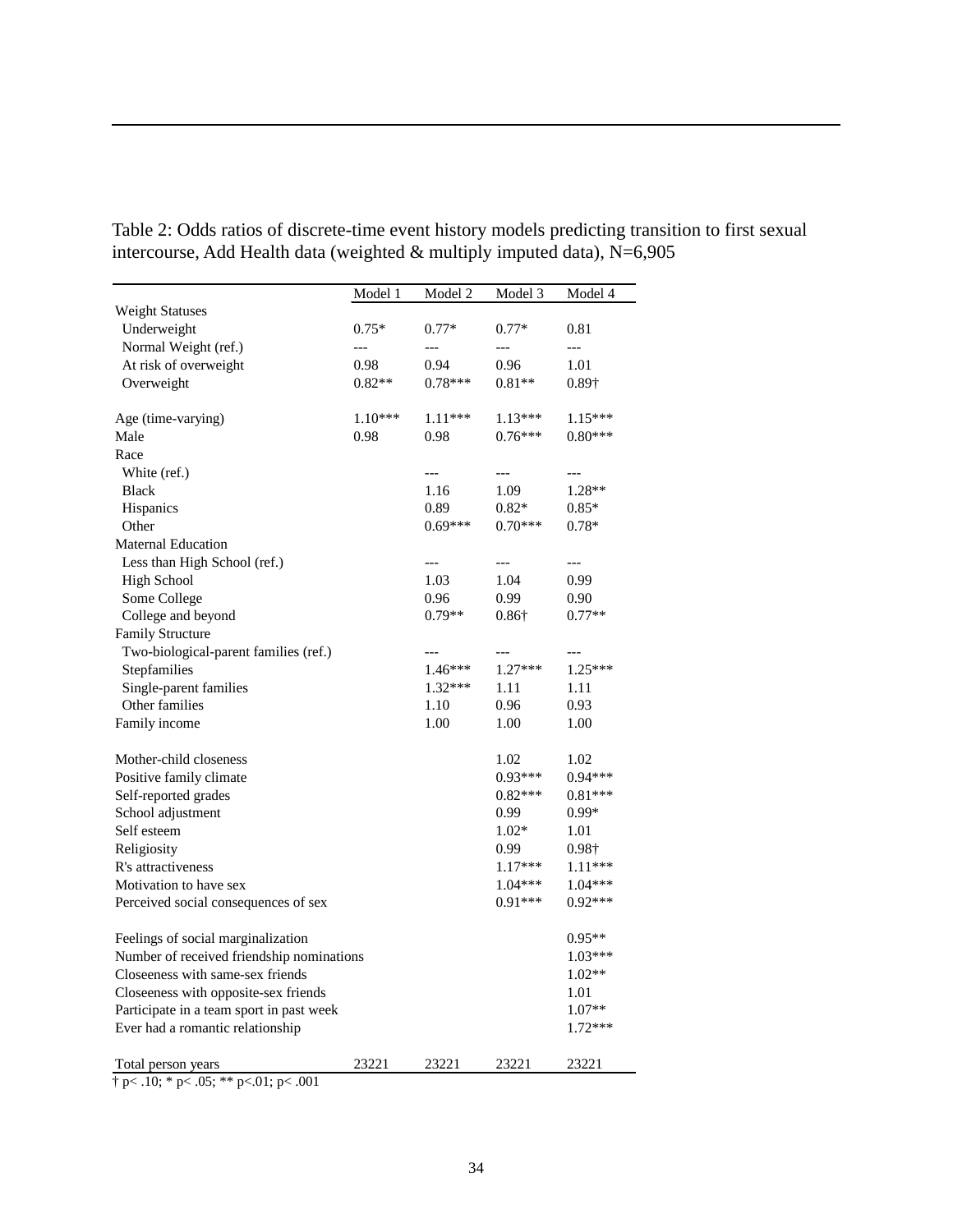Table 2: Odds ratios of discrete-time event history models predicting transition to first sexual intercourse, Add Health data (weighted & multiply imputed data), N=6,905

| | Model 1 | Model 2 | Model 3 | Model 4 |
|---|---|---|---|---|
| Weight Statuses | | | | |
| Underweight | 0.75* | 0.77* | 0.77* | 0.81 |
| Normal Weight (ref.) | --- | --- | --- | --- |
| At risk of overweight | 0.98 | 0.94 | 0.96 | 1.01 |
| Overweight | 0.82** | 0.78*** | 0.81** | 0.89† |
| | | | | |
| Age (time-varying) | 1.10*** | 1.11*** | 1.13*** | 1.15*** |
| Male | 0.98 | 0.98 | 0.76*** | 0.80*** |
| Race | | | | |
| White (ref.) | | --- | --- | --- |
| Black | | 1.16 | 1.09 | 1.28** |
| Hispanics | | 0.89 | 0.82* | 0.85* |
| Other | | 0.69*** | 0.70*** | 0.78* |
| Maternal Education | | | | |
| Less than High School (ref.) | | --- | --- | --- |
| High School | | 1.03 | 1.04 | 0.99 |
| Some College | | 0.96 | 0.99 | 0.90 |
| College and beyond | | 0.79** | 0.86† | 0.77** |
| Family Structure | | | | |
| Two-biological-parent families (ref.) | | --- | --- | --- |
| Stepfamilies | | 1.46*** | 1.27*** | 1.25*** |
| Single-parent families | | 1.32*** | 1.11 | 1.11 |
| Other families | | 1.10 | 0.96 | 0.93 |
| Family income | | 1.00 | 1.00 | 1.00 |
| | | | | |
| Mother-child closeness | | | 1.02 | 1.02 |
| Positive family climate | | | 0.93*** | 0.94*** |
| Self-reported grades | | | 0.82*** | 0.81*** |
| School adjustment | | | 0.99 | 0.99* |
| Self esteem | | | 1.02* | 1.01 |
| Religiosity | | | 0.99 | 0.98† |
| R's attractiveness | | | 1.17*** | 1.11*** |
| Motivation to have sex | | | 1.04*** | 1.04*** |
| Perceived social consequences of sex | | | 0.91*** | 0.92*** |
| | | | | |
| Feelings of social marginalization | | | | 0.95** |
| Number of received friendship nominations | | | | 1.03*** |
| Closeeness with same-sex friends | | | | 1.02** |
| Closeeness with opposite-sex friends | | | | 1.01 |
| Participate in a team sport in past week | | | | 1.07** |
| Ever had a romantic relationship | | | | 1.72*** |
| | | | | |
| Total person years | 23221 | 23221 | 23221 | 23221 |

† p< .10; * p< .05; ** p<.01; p< .001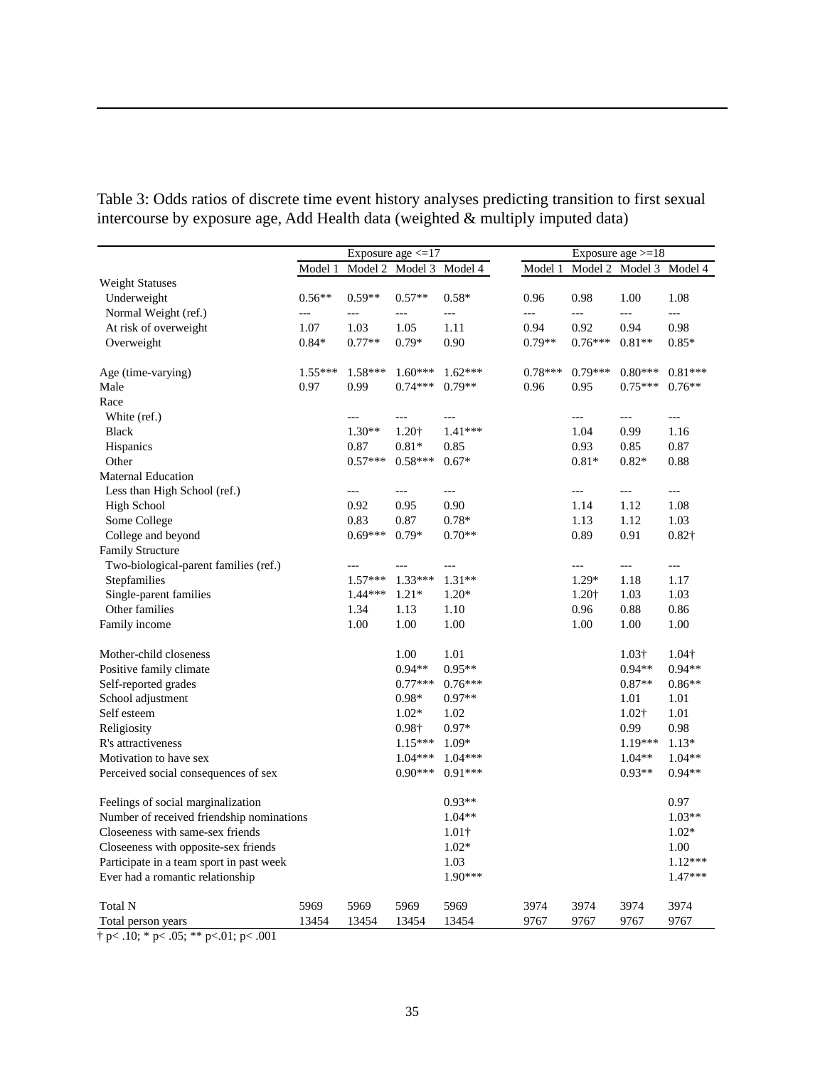Table 3: Odds ratios of discrete time event history analyses predicting transition to first sexual intercourse by exposure age, Add Health data (weighted & multiply imputed data)

| | Exposure age <=17 | | | | Exposure age >=18 | | | |
|---|---|---|---|---|---|---|---|---|
| | Model 1 | Model 2 | Model 3 | Model 4 | Model 1 | Model 2 | Model 3 | Model 4 |
| Weight Statuses | | | | | | | | |
| Underweight | 0.56** | 0.59** | 0.57** | 0.58* | 0.96 | 0.98 | 1.00 | 1.08 |
| Normal Weight (ref.) | --- | --- | --- | --- | --- | --- | --- | --- |
| At risk of overweight | 1.07 | 1.03 | 1.05 | 1.11 | 0.94 | 0.92 | 0.94 | 0.98 |
| Overweight | 0.84* | 0.77** | 0.79* | 0.90 | 0.79** | 0.76*** | 0.81** | 0.85* |
| Age (time-varying) | 1.55*** | 1.58*** | 1.60*** | 1.62*** | 0.78*** | 0.79*** | 0.80*** | 0.81*** |
| Male | 0.97 | 0.99 | 0.74*** | 0.79** | 0.96 | 0.95 | 0.75*** | 0.76** |
| Race | | | | | | | | |
| White (ref.) | | --- | --- | --- | | --- | --- | --- |
| Black | | 1.30** | 1.20† | 1.41*** | | 1.04 | 0.99 | 1.16 |
| Hispanics | | 0.87 | 0.81* | 0.85 | | 0.93 | 0.85 | 0.87 |
| Other | | 0.57*** | 0.58*** | 0.67* | | 0.81* | 0.82* | 0.88 |
| Maternal Education | | | | | | | | |
| Less than High School (ref.) | | --- | --- | --- | | --- | --- | --- |
| High School | | 0.92 | 0.95 | 0.90 | | 1.14 | 1.12 | 1.08 |
| Some College | | 0.83 | 0.87 | 0.78* | | 1.13 | 1.12 | 1.03 |
| College and beyond | | 0.69*** | 0.79* | 0.70** | | 0.89 | 0.91 | 0.82† |
| Family Structure | | | | | | | | |
| Two-biological-parent families (ref.) | | --- | --- | --- | | --- | --- | --- |
| Stepfamilies | | 1.57*** | 1.33*** | 1.31** | | 1.29* | 1.18 | 1.17 |
| Single-parent families | | 1.44*** | 1.21* | 1.20* | | 1.20† | 1.03 | 1.03 |
| Other families | | 1.34 | 1.13 | 1.10 | | 0.96 | 0.88 | 0.86 |
| Family income | | 1.00 | 1.00 | 1.00 | | 1.00 | 1.00 | 1.00 |
| Mother-child closeness | | | 1.00 | 1.01 | | | 1.03† | 1.04† |
| Positive family climate | | | 0.94** | 0.95** | | | 0.94** | 0.94** |
| Self-reported grades | | | 0.77*** | 0.76*** | | | 0.87** | 0.86** |
| School adjustment | | | 0.98* | 0.97** | | | 1.01 | 1.01 |
| Self esteem | | | 1.02* | 1.02 | | | 1.02† | 1.01 |
| Religiosity | | | 0.98† | 0.97* | | | 0.99 | 0.98 |
| R's attractiveness | | | 1.15*** | 1.09* | | | 1.19*** | 1.13* |
| Motivation to have sex | | | 1.04*** | 1.04*** | | | 1.04** | 1.04** |
| Perceived social consequences of sex | | | 0.90*** | 0.91*** | | | 0.93** | 0.94** |
| Feelings of social marginalization | | | | 0.93** | | | | 0.97 |
| Number of received friendship nominations | | | | 1.04** | | | | 1.03** |
| Closeeness with same-sex friends | | | | 1.01† | | | | 1.02* |
| Closeeness with opposite-sex friends | | | | 1.02* | | | | 1.00 |
| Participate in a team sport in past week | | | | 1.03 | | | | 1.12*** |
| Ever had a romantic relationship | | | | 1.90*** | | | | 1.47*** |
| Total N | 5969 | 5969 | 5969 | 5969 | 3974 | 3974 | 3974 | 3974 |
| Total person years | 13454 | 13454 | 13454 | 13454 | 9767 | 9767 | 9767 | 9767 |

† p< .10; * p< .05; ** p<.01; p< .001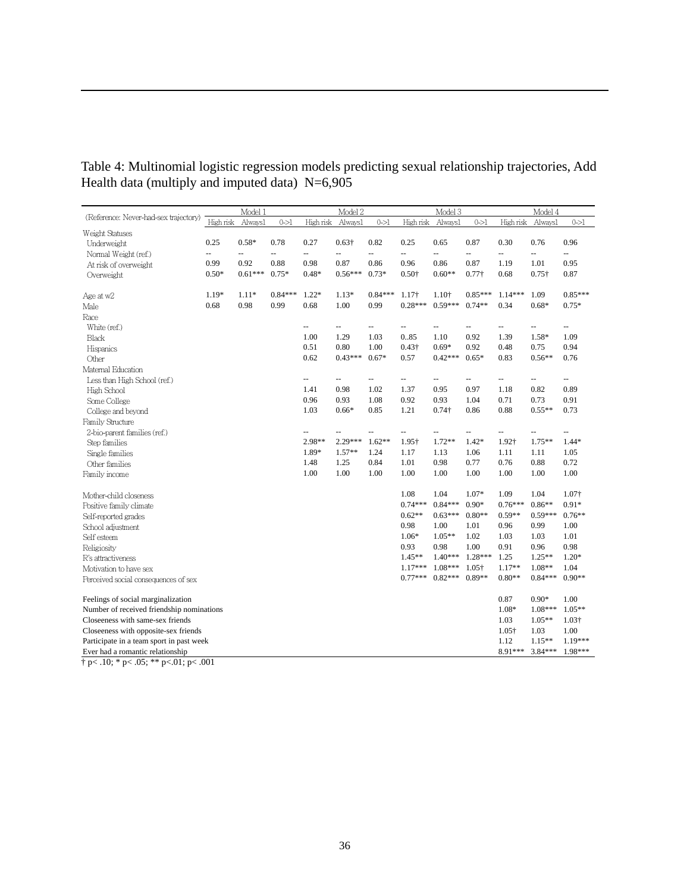Table 4: Multinomial logistic regression models predicting sexual relationship trajectories, Add Health data (multiply and imputed data) N=6,905

| (Reference: Never-had-sex trajectory) | Model 1 | | | Model 2 | | | Model 3 | | | Model 4 | | |
|---|---|---|---|---|---|---|---|---|---|---|---|---|
| | High risk | Always1 | 0->1 | High risk | Always1 | 0->1 | High risk | Always1 | 0->1 | High risk | Always1 | 0->1 |
| Weight Statuses | | | | | | | | | | | | |
| Underweight | 0.25 | 0.58* | 0.78 | 0.27 | 0.63† | 0.82 | 0.25 | 0.65 | 0.87 | 0.30 | 0.76 | 0.96 |
| Normal Weight (ref.) | -- | -- | -- | -- | -- | -- | -- | -- | -- | -- | -- | -- |
| At risk of overweight | 0.99 | 0.92 | 0.88 | 0.98 | 0.87 | 0.86 | 0.96 | 0.86 | 0.87 | 1.19 | 1.01 | 0.95 |
| Overweight | 0.50* | 0.61*** | 0.75* | 0.48* | 0.56*** | 0.73* | 0.50† | 0.60** | 0.77† | 0.68 | 0.75† | 0.87 |
| Age at w2 | 1.19* | 1.11* | 0.84*** | 1.22* | 1.13* | 0.84*** | 1.17† | 1.10† | 0.85*** | 1.14*** | 1.09 | 0.85*** |
| Male | 0.68 | 0.98 | 0.99 | 0.68 | 1.00 | 0.99 | 0.28*** | 0.59*** | 0.74** | 0.34 | 0.68* | 0.75* |
| Race | | | | | | | | | | | | |
| White (ref.) | | | | -- | -- | -- | -- | -- | -- | -- | -- | -- |
| Black | | | | 1.00 | 1.29 | 1.03 | 0..85 | 1.10 | 0.92 | 1.39 | 1.58* | 1.09 |
| Hispanics | | | | 0.51 | 0.80 | 1.00 | 0.43† | 0.69* | 0.92 | 0.48 | 0.75 | 0.94 |
| Other | | | | 0.62 | 0.43*** | 0.67* | 0.57 | 0.42*** | 0.65* | 0.83 | 0.56** | 0.76 |
| Maternal Education | | | | | | | | | | | | |
| Less than High School (ref.) | | | | -- | -- | -- | -- | -- | -- | -- | -- | -- |
| High School | | | | 1.41 | 0.98 | 1.02 | 1.37 | 0.95 | 0.97 | 1.18 | 0.82 | 0.89 |
| Some College | | | | 0.96 | 0.93 | 1.08 | 0.92 | 0.93 | 1.04 | 0.71 | 0.73 | 0.91 |
| College and beyond | | | | 1.03 | 0.66* | 0.85 | 1.21 | 0.74† | 0.86 | 0.88 | 0.55** | 0.73 |
| Family Structure | | | | | | | | | | | | |
| 2-bio-parent families (ref.) | | | | -- | -- | -- | -- | -- | -- | -- | -- | -- |
| Step families | | | | 2.98** | 2.29*** | 1.62** | 1.95† | 1.72** | 1.42* | 1.92† | 1.75** | 1.44* |
| Single families | | | | 1.89* | 1.57** | 1.24 | 1.17 | 1.13 | 1.06 | 1.11 | 1.11 | 1.05 |
| Other families | | | | 1.48 | 1.25 | 0.84 | 1.01 | 0.98 | 0.77 | 0.76 | 0.88 | 0.72 |
| Family income | | | | 1.00 | 1.00 | 1.00 | 1.00 | 1.00 | 1.00 | 1.00 | 1.00 | 1.00 |
| Mother-child closeness | | | | | | | 1.08 | 1.04 | 1.07* | 1.09 | 1.04 | 1.07† |
| Positive family climate | | | | | | | 0.74*** | 0.84*** | 0.90* | 0.76*** | 0.86** | 0.91* |
| Self-reported grades | | | | | | | 0.62** | 0.63*** | 0.80** | 0.59** | 0.59*** | 0.76** |
| School adjustment | | | | | | | 0.98 | 1.00 | 1.01 | 0.96 | 0.99 | 1.00 |
| Self esteem | | | | | | | 1.06* | 1.05** | 1.02 | 1.03 | 1.03 | 1.01 |
| Religiosity | | | | | | | 0.93 | 0.98 | 1.00 | 0.91 | 0.96 | 0.98 |
| R's attractiveness | | | | | | | 1.45** | 1.40*** | 1.28*** | 1.25 | 1.25** | 1.20* |
| Motivation to have sex | | | | | | | 1.17*** | 1.08*** | 1.05† | 1.17** | 1.08** | 1.04 |
| Perceived social consequences of sex | | | | | | | 0.77*** | 0.82*** | 0.89** | 0.80** | 0.84*** | 0.90** |
| Feelings of social marginalization | | | | | | | | | | 0.87 | 0.90* | 1.00 |
| Number of received friendship nominations | | | | | | | | | | 1.08* | 1.08*** | 1.05** |
| Closeeness with same-sex friends | | | | | | | | | | 1.03 | 1.05** | 1.03† |
| Closeeness with opposite-sex friends | | | | | | | | | | 1.05† | 1.03 | 1.00 |
| Participate in a team sport in past week | | | | | | | | | | 1.12 | 1.15** | 1.19*** |
| Ever had a romantic relationship | | | | | | | | | | 8.91*** | 3.84*** | 1.98*** |

† p< .10; * p< .05; ** p<.01; p< .001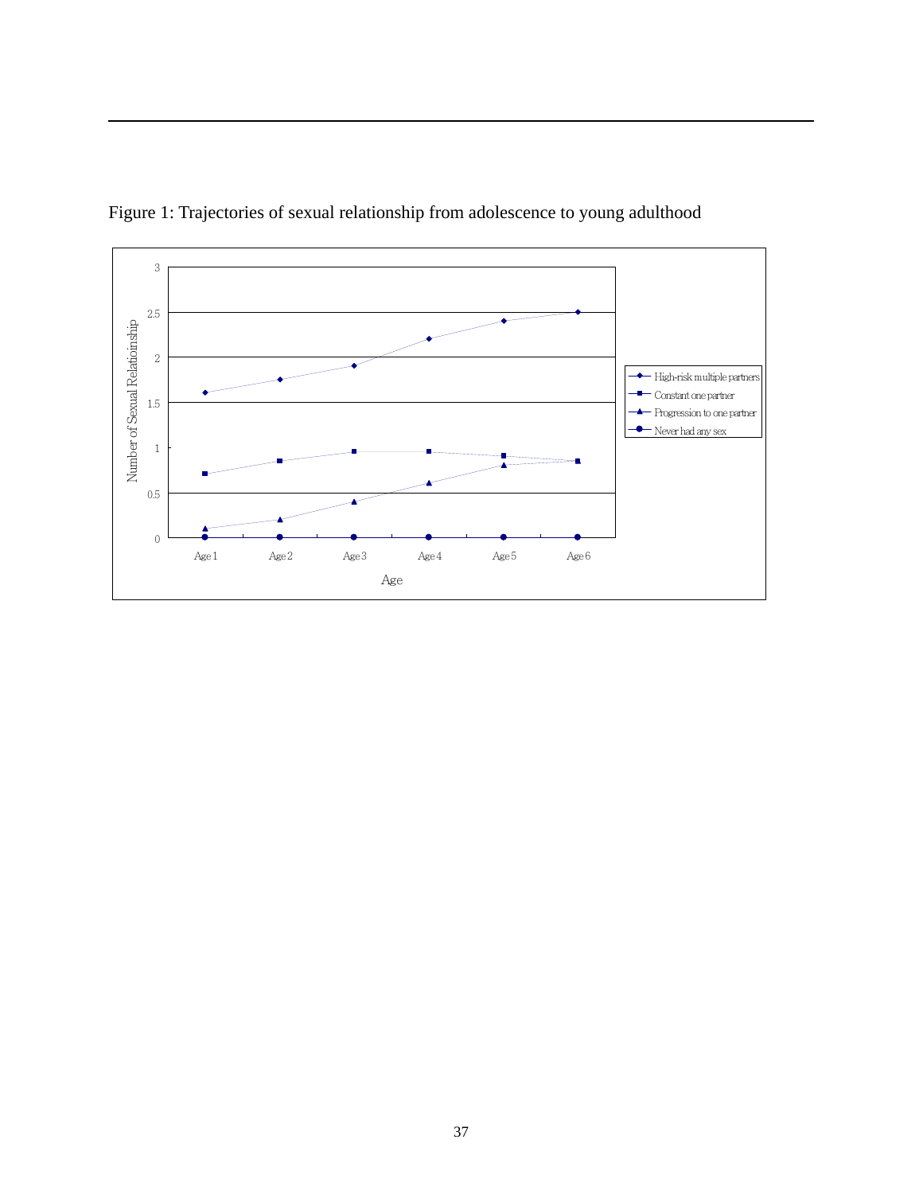Figure 1: Trajectories of sexual relationship from adolescence to young adulthood

Number of Sexual Relatioinship

3

2.5

2

1.5

1

0.5

0

Age 1

Age 2

Age 3

Age 4

Age 5

Age 6

Age

High-risk multiple partners

Constant one partner

Progression to one partner

Never had any sex